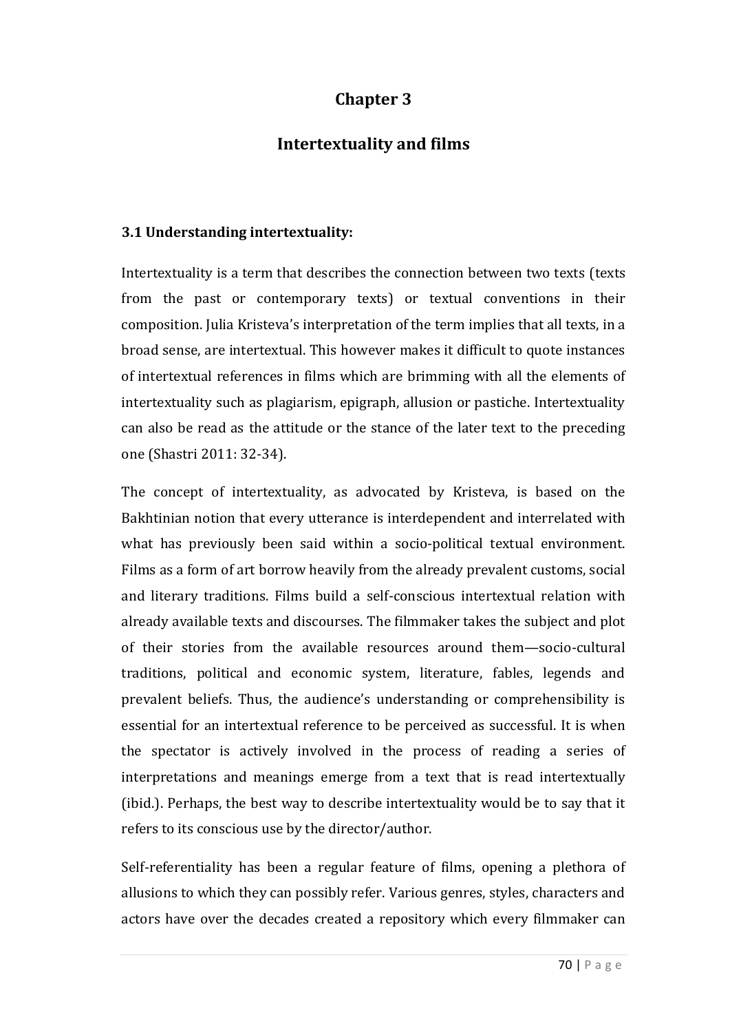# Chapter 3

# Intertextuality and films

### 3.1 Understanding intertextuality:

Intertextuality is a term that describes the connection between two texts (texts from the past or contemporary texts) or textual conventions in their composition. Julia Kristeva's interpretation of the term implies that all texts, in a broad sense, are intertextual. This however makes it difficult to quote instances of intertextual references in films which are brimming with all the elements of intertextuality such as plagiarism, epigraph, allusion or pastiche. Intertextuality can also be read as the attitude or the stance of the later text to the preceding one (Shastri 2011: 32-34).

The concept of intertextuality, as advocated by Kristeva, is based on the Bakhtinian notion that every utterance is interdependent and interrelated with what has previously been said within a socio-political textual environment. Films as a form of art borrow heavily from the already prevalent customs, social and literary traditions. Films build a self-conscious intertextual relation with already available texts and discourses. The filmmaker takes the subject and plot of their stories from the available resources around them—socio-cultural traditions, political and economic system, literature, fables, legends and prevalent beliefs. Thus, the audience's understanding or comprehensibility is essential for an intertextual reference to be perceived as successful. It is when the spectator is actively involved in the process of reading a series of interpretations and meanings emerge from a text that is read intertextually (ibid.). Perhaps, the best way to describe intertextuality would be to say that it refers to its conscious use by the director/author.

Self-referentiality has been a regular feature of films, opening a plethora of allusions to which they can possibly refer. Various genres, styles, characters and actors have over the decades created a repository which every filmmaker can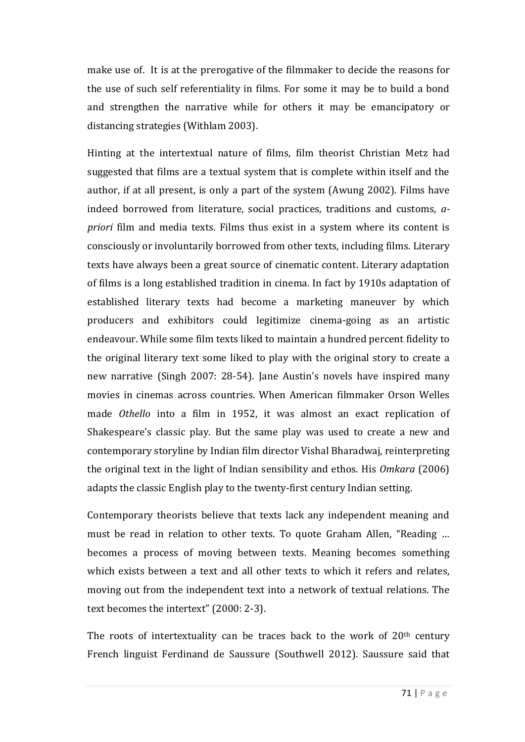make use of. It is at the prerogative of the filmmaker to decide the reasons for the use of such self referentiality in films. For some it may be to build a bond and strengthen the narrative while for others it may be emancipatory or distancing strategies (Withlam 2003).

Hinting at the intertextual nature of films, film theorist Christian Metz had suggested that films are a textual system that is complete within itself and the author, if at all present, is only a part of the system (Awung 2002). Films have indeed borrowed from literature, social practices, traditions and customs, *a-priori* film and media texts. Films thus exist in a system where its content is consciously or involuntarily borrowed from other texts, including films. Literary texts have always been a great source of cinematic content. Literary adaptation of films is a long established tradition in cinema. In fact by 1910s adaptation of established literary texts had become a marketing maneuver by which producers and exhibitors could legitimize cinema-going as an artistic endeavour. While some film texts liked to maintain a hundred percent fidelity to the original literary text some liked to play with the original story to create a new narrative (Singh 2007: 28-54). Jane Austin's novels have inspired many movies in cinemas across countries. When American filmmaker Orson Welles made *Othello* into a film in 1952, it was almost an exact replication of Shakespeare's classic play. But the same play was used to create a new and contemporary storyline by Indian film director Vishal Bharadwaj, reinterpreting the original text in the light of Indian sensibility and ethos. His *Omkara* (2006) adapts the classic English play to the twenty-first century Indian setting.

Contemporary theorists believe that texts lack any independent meaning and must be read in relation to other texts. To quote Graham Allen, "Reading … becomes a process of moving between texts. Meaning becomes something which exists between a text and all other texts to which it refers and relates, moving out from the independent text into a network of textual relations. The text becomes the intertext" (2000: 2-3).

The roots of intertextuality can be traces back to the work of 20th century French linguist Ferdinand de Saussure (Southwell 2012). Saussure said that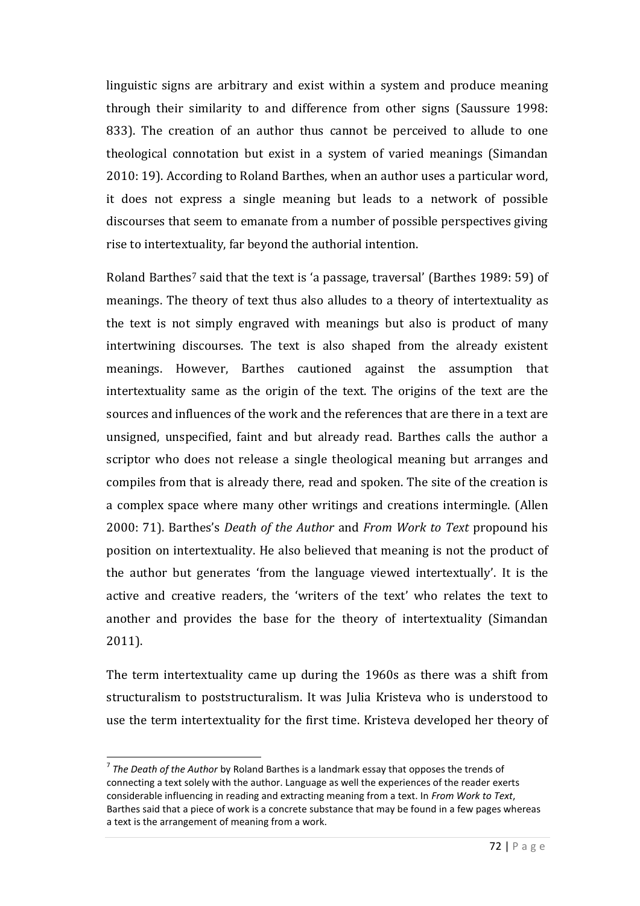linguistic signs are arbitrary and exist within a system and produce meaning through their similarity to and difference from other signs (Saussure 1998: 833). The creation of an author thus cannot be perceived to allude to one theological connotation but exist in a system of varied meanings (Simandan 2010: 19). According to Roland Barthes, when an author uses a particular word, it does not express a single meaning but leads to a network of possible discourses that seem to emanate from a number of possible perspectives giving rise to intertextuality, far beyond the authorial intention.

Roland Barthes[7] said that the text is 'a passage, traversal' (Barthes 1989: 59) of meanings. The theory of text thus also alludes to a theory of intertextuality as the text is not simply engraved with meanings but also is product of many intertwining discourses. The text is also shaped from the already existent meanings. However, Barthes cautioned against the assumption that intertextuality same as the origin of the text. The origins of the text are the sources and influences of the work and the references that are there in a text are unsigned, unspecified, faint and but already read. Barthes calls the author a scriptor who does not release a single theological meaning but arranges and compiles from that is already there, read and spoken. The site of the creation is a complex space where many other writings and creations intermingle. (Allen 2000: 71). Barthes's *Death of the Author* and *From Work to Text* propound his position on intertextuality. He also believed that meaning is not the product of the author but generates 'from the language viewed intertextually'. It is the active and creative readers, the 'writers of the text' who relates the text to another and provides the base for the theory of intertextuality (Simandan 2011).

The term intertextuality came up during the 1960s as there was a shift from structuralism to poststructuralism. It was Julia Kristeva who is understood to use the term intertextuality for the first time. Kristeva developed her theory of

---

[7] *The Death of the Author* by Roland Barthes is a landmark essay that opposes the trends of connecting a text solely with the author. Language as well the experiences of the reader exerts considerable influencing in reading and extracting meaning from a text. In *From Work to Text*, Barthes said that a piece of work is a concrete substance that may be found in a few pages whereas a text is the arrangement of meaning from a work.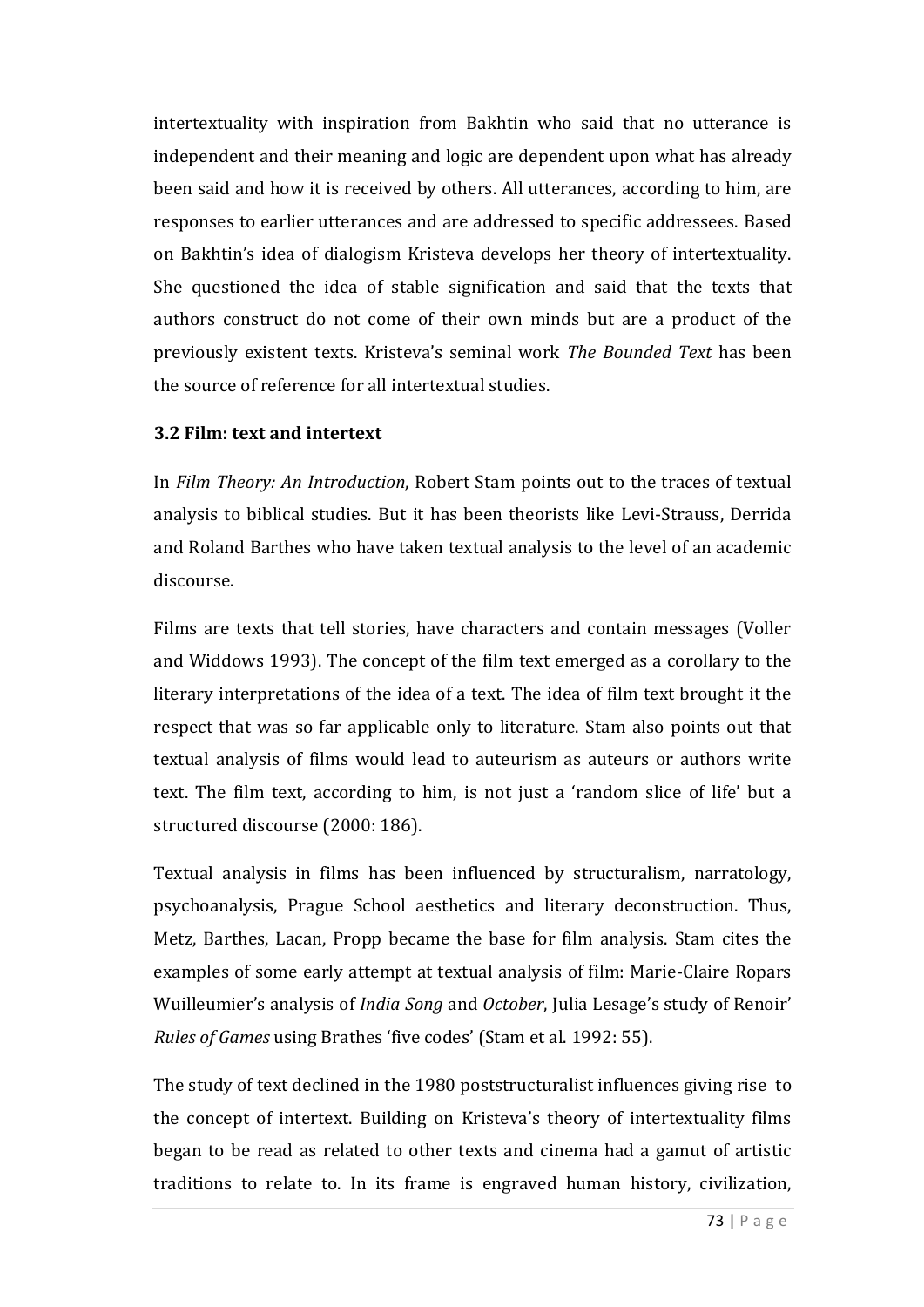intertextuality with inspiration from Bakhtin who said that no utterance is independent and their meaning and logic are dependent upon what has already been said and how it is received by others. All utterances, according to him, are responses to earlier utterances and are addressed to specific addressees. Based on Bakhtin's idea of dialogism Kristeva develops her theory of intertextuality. She questioned the idea of stable signification and said that the texts that authors construct do not come of their own minds but are a product of the previously existent texts. Kristeva's seminal work *The Bounded Text* has been the source of reference for all intertextual studies.

### 3.2 Film: text and intertext

In *Film Theory: An Introduction*, Robert Stam points out to the traces of textual analysis to biblical studies. But it has been theorists like Levi-Strauss, Derrida and Roland Barthes who have taken textual analysis to the level of an academic discourse.

Films are texts that tell stories, have characters and contain messages (Voller and Widdows 1993). The concept of the film text emerged as a corollary to the literary interpretations of the idea of a text. The idea of film text brought it the respect that was so far applicable only to literature. Stam also points out that textual analysis of films would lead to auteurism as auteurs or authors write text. The film text, according to him, is not just a 'random slice of life' but a structured discourse (2000: 186).

Textual analysis in films has been influenced by structuralism, narratology, psychoanalysis, Prague School aesthetics and literary deconstruction. Thus, Metz, Barthes, Lacan, Propp became the base for film analysis. Stam cites the examples of some early attempt at textual analysis of film: Marie-Claire Ropars Wuilleumier's analysis of *India Song* and *October*, Julia Lesage's study of Renoir' *Rules of Games* using Brathes 'five codes' (Stam et al. 1992: 55).

The study of text declined in the 1980 poststructuralist influences giving rise to the concept of intertext. Building on Kristeva's theory of intertextuality films began to be read as related to other texts and cinema had a gamut of artistic traditions to relate to. In its frame is engraved human history, civilization,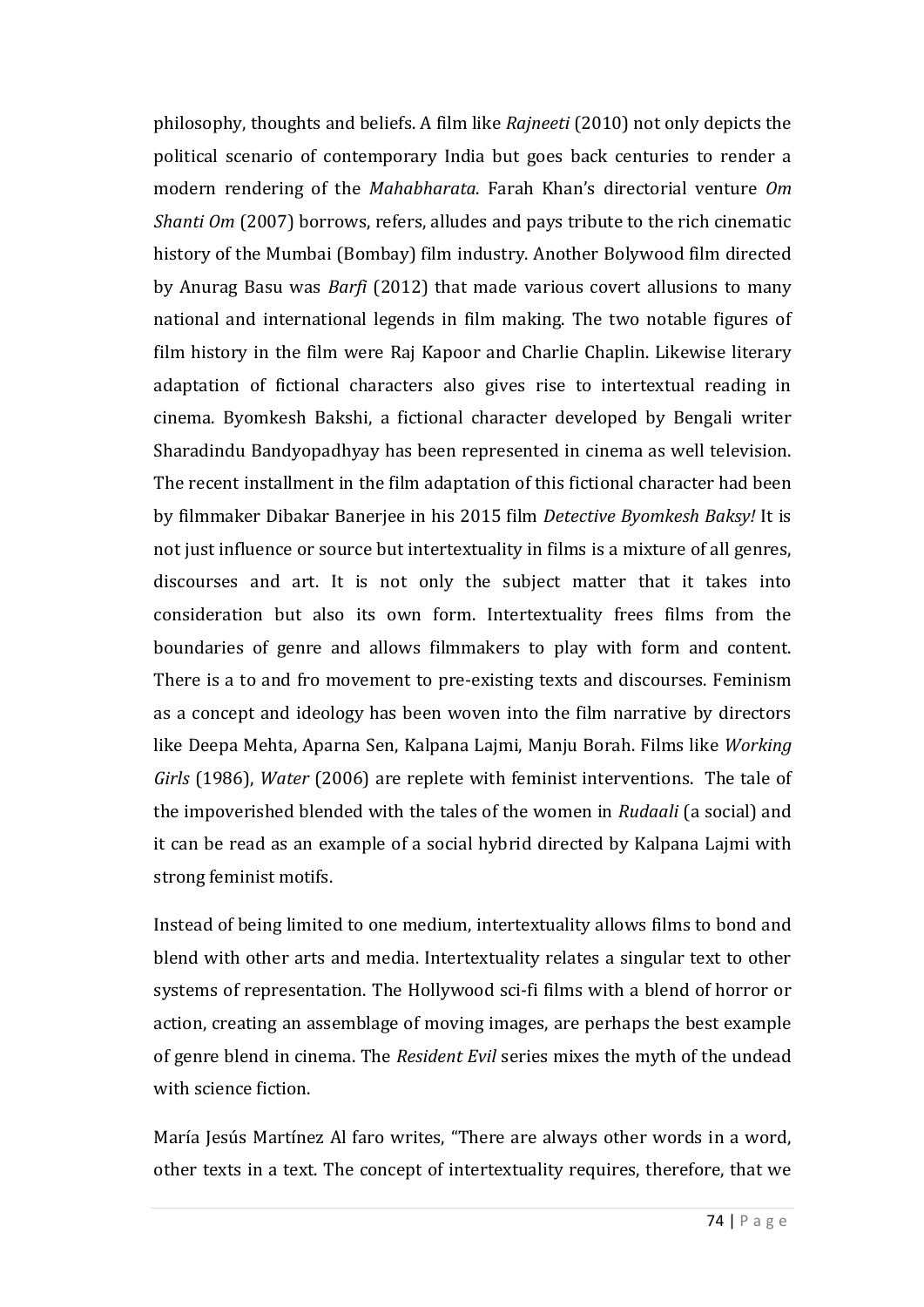philosophy, thoughts and beliefs. A film like *Rajneeti* (2010) not only depicts the political scenario of contemporary India but goes back centuries to render a modern rendering of the *Mahabharata*. Farah Khan's directorial venture *Om Shanti Om* (2007) borrows, refers, alludes and pays tribute to the rich cinematic history of the Mumbai (Bombay) film industry. Another Bolywood film directed by Anurag Basu was *Barfi* (2012) that made various covert allusions to many national and international legends in film making. The two notable figures of film history in the film were Raj Kapoor and Charlie Chaplin. Likewise literary adaptation of fictional characters also gives rise to intertextual reading in cinema. Byomkesh Bakshi, a fictional character developed by Bengali writer Sharadindu Bandyopadhyay has been represented in cinema as well television. The recent installment in the film adaptation of this fictional character had been by filmmaker Dibakar Banerjee in his 2015 film *Detective Byomkesh Baksy!* It is not just influence or source but intertextuality in films is a mixture of all genres, discourses and art. It is not only the subject matter that it takes into consideration but also its own form. Intertextuality frees films from the boundaries of genre and allows filmmakers to play with form and content. There is a to and fro movement to pre-existing texts and discourses. Feminism as a concept and ideology has been woven into the film narrative by directors like Deepa Mehta, Aparna Sen, Kalpana Lajmi, Manju Borah. Films like *Working Girls* (1986), *Water* (2006) are replete with feminist interventions. The tale of the impoverished blended with the tales of the women in *Rudaali* (a social) and it can be read as an example of a social hybrid directed by Kalpana Lajmi with strong feminist motifs.

Instead of being limited to one medium, intertextuality allows films to bond and blend with other arts and media. Intertextuality relates a singular text to other systems of representation. The Hollywood sci-fi films with a blend of horror or action, creating an assemblage of moving images, are perhaps the best example of genre blend in cinema. The *Resident Evil* series mixes the myth of the undead with science fiction.

María Jesús Martínez Al faro writes, "There are always other words in a word, other texts in a text. The concept of intertextuality requires, therefore, that we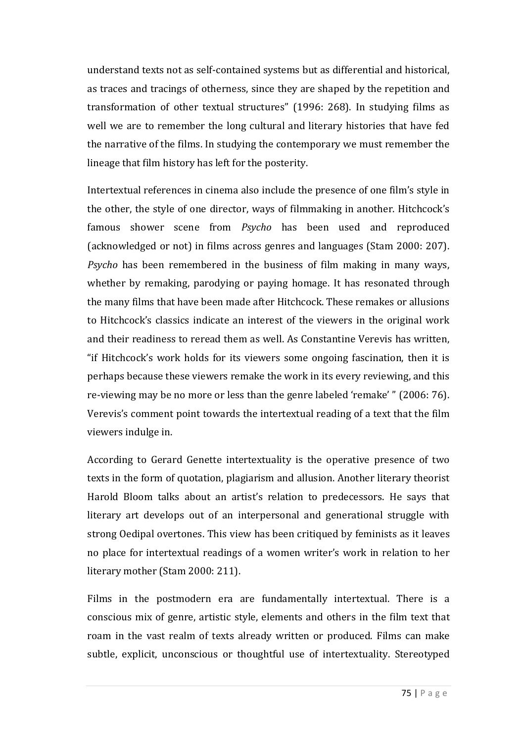understand texts not as self-contained systems but as differential and historical, as traces and tracings of otherness, since they are shaped by the repetition and transformation of other textual structures" (1996: 268). In studying films as well we are to remember the long cultural and literary histories that have fed the narrative of the films. In studying the contemporary we must remember the lineage that film history has left for the posterity.

Intertextual references in cinema also include the presence of one film's style in the other, the style of one director, ways of filmmaking in another. Hitchcock's famous shower scene from *Psycho* has been used and reproduced (acknowledged or not) in films across genres and languages (Stam 2000: 207). *Psycho* has been remembered in the business of film making in many ways, whether by remaking, parodying or paying homage. It has resonated through the many films that have been made after Hitchcock. These remakes or allusions to Hitchcock's classics indicate an interest of the viewers in the original work and their readiness to reread them as well. As Constantine Verevis has written, "if Hitchcock's work holds for its viewers some ongoing fascination, then it is perhaps because these viewers remake the work in its every reviewing, and this re-viewing may be no more or less than the genre labeled 'remake' " (2006: 76). Verevis's comment point towards the intertextual reading of a text that the film viewers indulge in.

According to Gerard Genette intertextuality is the operative presence of two texts in the form of quotation, plagiarism and allusion. Another literary theorist Harold Bloom talks about an artist's relation to predecessors. He says that literary art develops out of an interpersonal and generational struggle with strong Oedipal overtones. This view has been critiqued by feminists as it leaves no place for intertextual readings of a women writer's work in relation to her literary mother (Stam 2000: 211).

Films in the postmodern era are fundamentally intertextual. There is a conscious mix of genre, artistic style, elements and others in the film text that roam in the vast realm of texts already written or produced. Films can make subtle, explicit, unconscious or thoughtful use of intertextuality. Stereotyped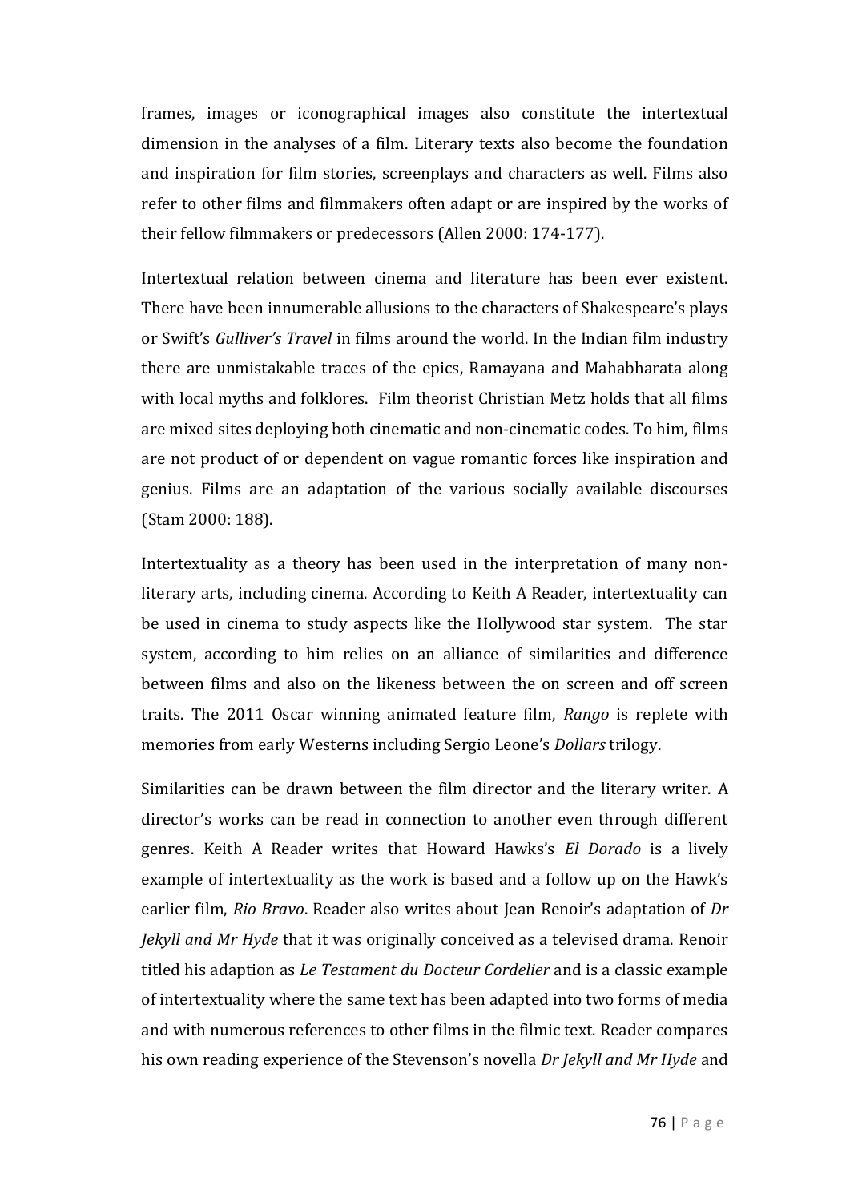frames, images or iconographical images also constitute the intertextual dimension in the analyses of a film. Literary texts also become the foundation and inspiration for film stories, screenplays and characters as well. Films also refer to other films and filmmakers often adapt or are inspired by the works of their fellow filmmakers or predecessors (Allen 2000: 174-177).

Intertextual relation between cinema and literature has been ever existent. There have been innumerable allusions to the characters of Shakespeare's plays or Swift's *Gulliver's Travel* in films around the world. In the Indian film industry there are unmistakable traces of the epics, Ramayana and Mahabharata along with local myths and folklores. Film theorist Christian Metz holds that all films are mixed sites deploying both cinematic and non-cinematic codes. To him, films are not product of or dependent on vague romantic forces like inspiration and genius. Films are an adaptation of the various socially available discourses (Stam 2000: 188).

Intertextuality as a theory has been used in the interpretation of many non-literary arts, including cinema. According to Keith A Reader, intertextuality can be used in cinema to study aspects like the Hollywood star system. The star system, according to him relies on an alliance of similarities and difference between films and also on the likeness between the on screen and off screen traits. The 2011 Oscar winning animated feature film, *Rango* is replete with memories from early Westerns including Sergio Leone's *Dollars* trilogy.

Similarities can be drawn between the film director and the literary writer. A director's works can be read in connection to another even through different genres. Keith A Reader writes that Howard Hawks's *El Dorado* is a lively example of intertextuality as the work is based and a follow up on the Hawk's earlier film, *Rio Bravo*. Reader also writes about Jean Renoir's adaptation of *Dr Jekyll and Mr Hyde* that it was originally conceived as a televised drama. Renoir titled his adaption as *Le Testament du Docteur Cordelier* and is a classic example of intertextuality where the same text has been adapted into two forms of media and with numerous references to other films in the filmic text. Reader compares his own reading experience of the Stevenson's novella *Dr Jekyll and Mr Hyde* and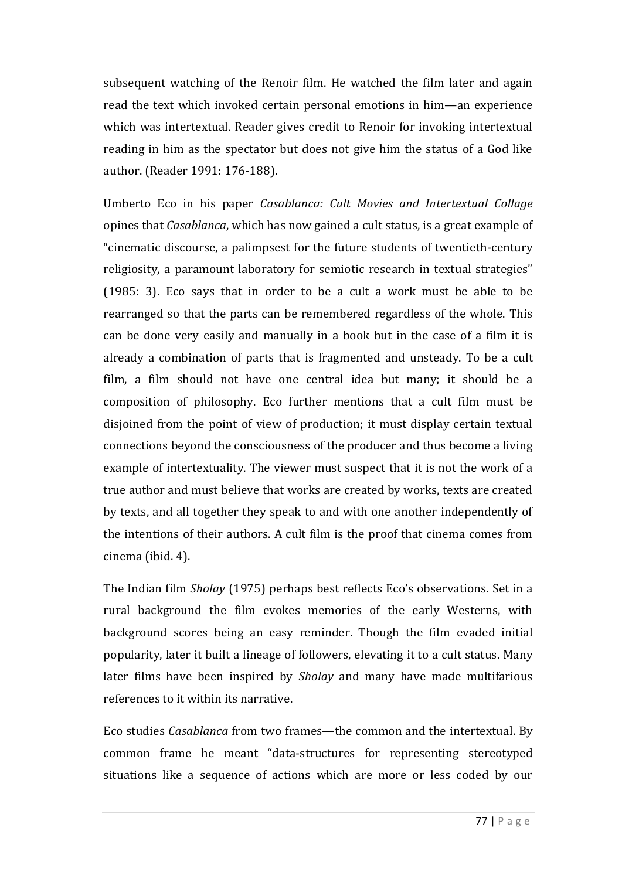subsequent watching of the Renoir film. He watched the film later and again read the text which invoked certain personal emotions in him—an experience which was intertextual. Reader gives credit to Renoir for invoking intertextual reading in him as the spectator but does not give him the status of a God like author. (Reader 1991: 176-188).

Umberto Eco in his paper *Casablanca: Cult Movies and Intertextual Collage* opines that *Casablanca*, which has now gained a cult status, is a great example of "cinematic discourse, a palimpsest for the future students of twentieth-century religiosity, a paramount laboratory for semiotic research in textual strategies" (1985: 3). Eco says that in order to be a cult a work must be able to be rearranged so that the parts can be remembered regardless of the whole. This can be done very easily and manually in a book but in the case of a film it is already a combination of parts that is fragmented and unsteady. To be a cult film, a film should not have one central idea but many; it should be a composition of philosophy. Eco further mentions that a cult film must be disjoined from the point of view of production; it must display certain textual connections beyond the consciousness of the producer and thus become a living example of intertextuality. The viewer must suspect that it is not the work of a true author and must believe that works are created by works, texts are created by texts, and all together they speak to and with one another independently of the intentions of their authors. A cult film is the proof that cinema comes from cinema (ibid. 4).

The Indian film *Sholay* (1975) perhaps best reflects Eco's observations. Set in a rural background the film evokes memories of the early Westerns, with background scores being an easy reminder. Though the film evaded initial popularity, later it built a lineage of followers, elevating it to a cult status. Many later films have been inspired by *Sholay* and many have made multifarious references to it within its narrative.

Eco studies *Casablanca* from two frames—the common and the intertextual. By common frame he meant "data-structures for representing stereotyped situations like a sequence of actions which are more or less coded by our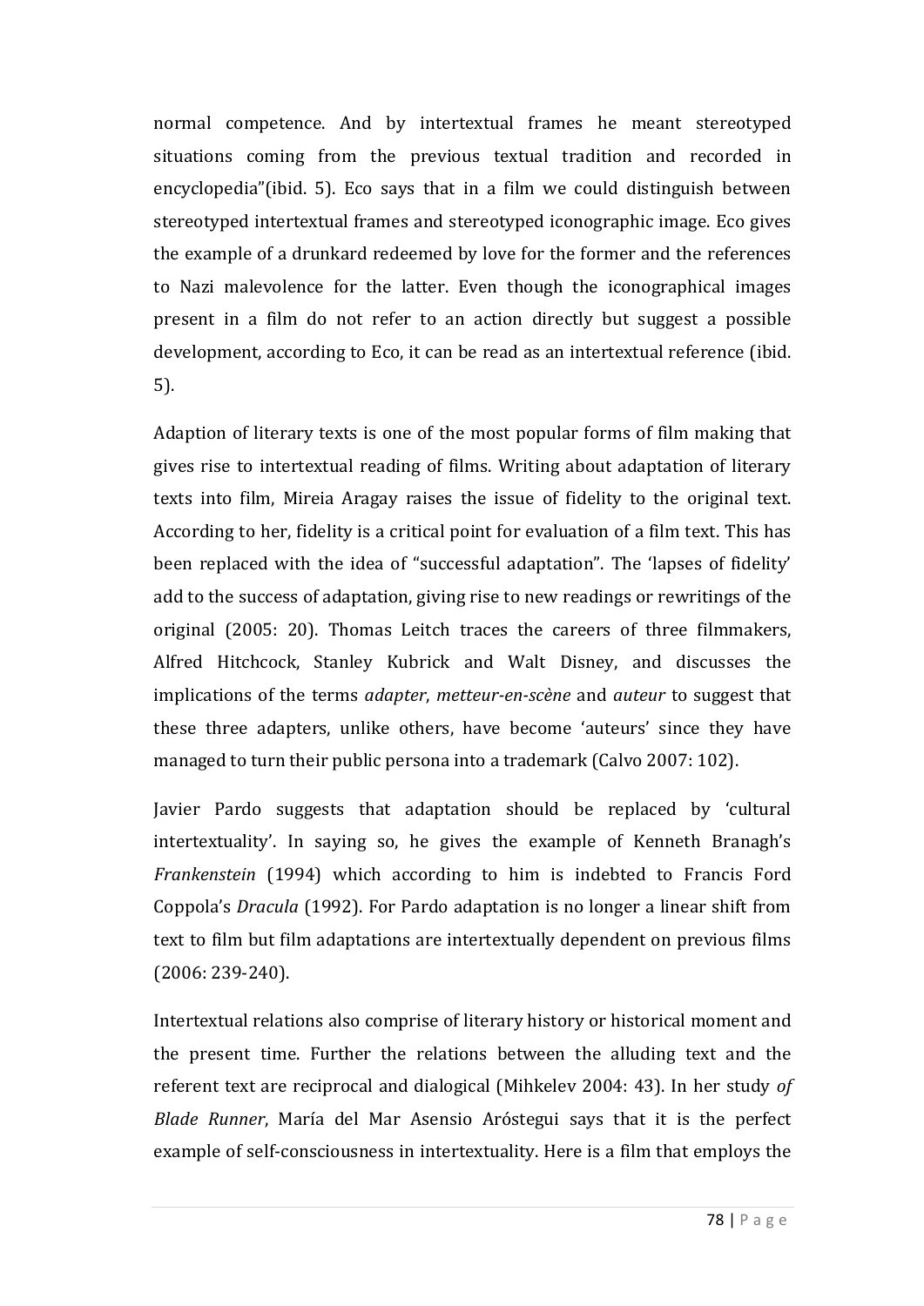normal competence. And by intertextual frames he meant stereotyped situations coming from the previous textual tradition and recorded in encyclopedia"(ibid. 5). Eco says that in a film we could distinguish between stereotyped intertextual frames and stereotyped iconographic image. Eco gives the example of a drunkard redeemed by love for the former and the references to Nazi malevolence for the latter. Even though the iconographical images present in a film do not refer to an action directly but suggest a possible development, according to Eco, it can be read as an intertextual reference (ibid. 5).

Adaption of literary texts is one of the most popular forms of film making that gives rise to intertextual reading of films. Writing about adaptation of literary texts into film, Mireia Aragay raises the issue of fidelity to the original text. According to her, fidelity is a critical point for evaluation of a film text. This has been replaced with the idea of "successful adaptation". The 'lapses of fidelity' add to the success of adaptation, giving rise to new readings or rewritings of the original (2005: 20). Thomas Leitch traces the careers of three filmmakers, Alfred Hitchcock, Stanley Kubrick and Walt Disney, and discusses the implications of the terms *adapter*, *metteur-en-scène* and *auteur* to suggest that these three adapters, unlike others, have become 'auteurs' since they have managed to turn their public persona into a trademark (Calvo 2007: 102).

Javier Pardo suggests that adaptation should be replaced by 'cultural intertextuality'. In saying so, he gives the example of Kenneth Branagh's *Frankenstein* (1994) which according to him is indebted to Francis Ford Coppola's *Dracula* (1992). For Pardo adaptation is no longer a linear shift from text to film but film adaptations are intertextually dependent on previous films (2006: 239-240).

Intertextual relations also comprise of literary history or historical moment and the present time. Further the relations between the alluding text and the referent text are reciprocal and dialogical (Mihkelev 2004: 43). In her study *of Blade Runner*, María del Mar Asensio Aróstegui says that it is the perfect example of self-consciousness in intertextuality. Here is a film that employs the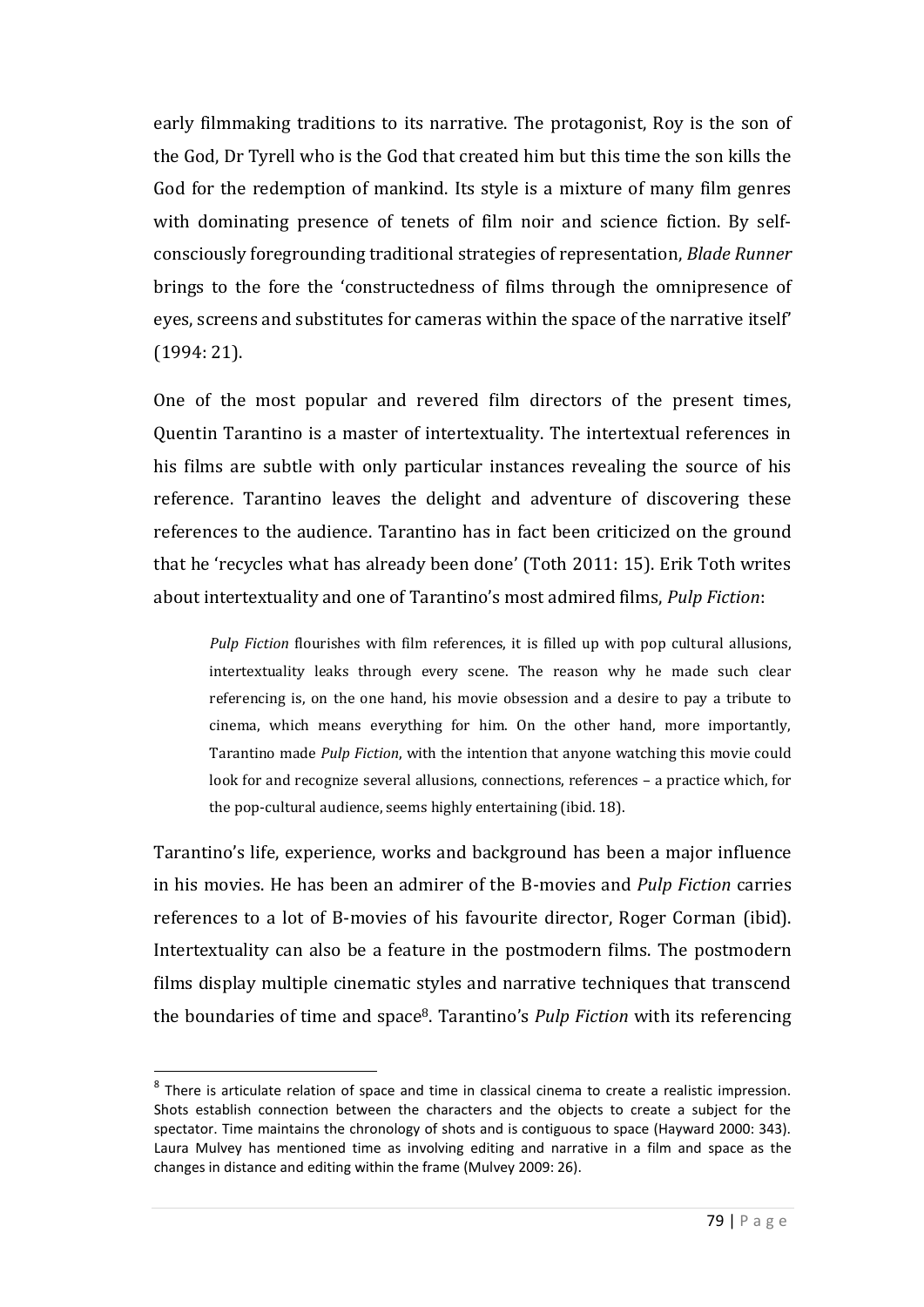early filmmaking traditions to its narrative. The protagonist, Roy is the son of the God, Dr Tyrell who is the God that created him but this time the son kills the God for the redemption of mankind. Its style is a mixture of many film genres with dominating presence of tenets of film noir and science fiction. By self-consciously foregrounding traditional strategies of representation, *Blade Runner* brings to the fore the 'constructedness of films through the omnipresence of eyes, screens and substitutes for cameras within the space of the narrative itself' (1994: 21).

One of the most popular and revered film directors of the present times, Quentin Tarantino is a master of intertextuality. The intertextual references in his films are subtle with only particular instances revealing the source of his reference. Tarantino leaves the delight and adventure of discovering these references to the audience. Tarantino has in fact been criticized on the ground that he 'recycles what has already been done' (Toth 2011: 15). Erik Toth writes about intertextuality and one of Tarantino's most admired films, *Pulp Fiction*:

> *Pulp Fiction* flourishes with film references, it is filled up with pop cultural allusions, intertextuality leaks through every scene. The reason why he made such clear referencing is, on the one hand, his movie obsession and a desire to pay a tribute to cinema, which means everything for him. On the other hand, more importantly, Tarantino made *Pulp Fiction*, with the intention that anyone watching this movie could look for and recognize several allusions, connections, references – a practice which, for the pop-cultural audience, seems highly entertaining (ibid. 18).

Tarantino's life, experience, works and background has been a major influence in his movies. He has been an admirer of the B-movies and *Pulp Fiction* carries references to a lot of B-movies of his favourite director, Roger Corman (ibid). Intertextuality can also be a feature in the postmodern films. The postmodern films display multiple cinematic styles and narrative techniques that transcend the boundaries of time and space[8]. Tarantino's *Pulp Fiction* with its referencing

[8] There is articulate relation of space and time in classical cinema to create a realistic impression. Shots establish connection between the characters and the objects to create a subject for the spectator. Time maintains the chronology of shots and is contiguous to space (Hayward 2000: 343). Laura Mulvey has mentioned time as involving editing and narrative in a film and space as the changes in distance and editing within the frame (Mulvey 2009: 26).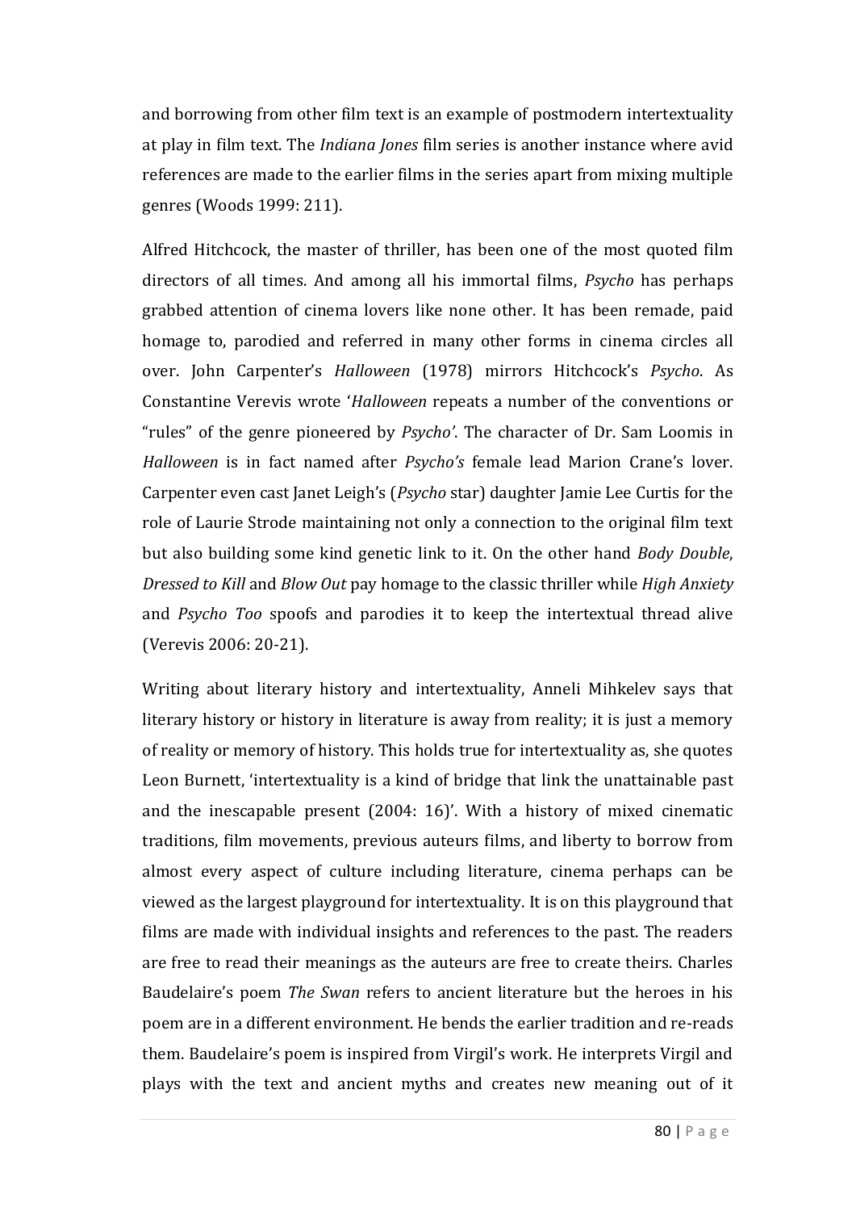and borrowing from other film text is an example of postmodern intertextuality at play in film text. The *Indiana Jones* film series is another instance where avid references are made to the earlier films in the series apart from mixing multiple genres (Woods 1999: 211).

Alfred Hitchcock, the master of thriller, has been one of the most quoted film directors of all times. And among all his immortal films, *Psycho* has perhaps grabbed attention of cinema lovers like none other. It has been remade, paid homage to, parodied and referred in many other forms in cinema circles all over. John Carpenter's *Halloween* (1978) mirrors Hitchcock's *Psycho*. As Constantine Verevis wrote '*Halloween* repeats a number of the conventions or "rules" of the genre pioneered by *Psycho*'. The character of Dr. Sam Loomis in *Halloween* is in fact named after *Psycho's* female lead Marion Crane's lover. Carpenter even cast Janet Leigh's (*Psycho* star) daughter Jamie Lee Curtis for the role of Laurie Strode maintaining not only a connection to the original film text but also building some kind genetic link to it. On the other hand *Body Double*, *Dressed to Kill* and *Blow Out* pay homage to the classic thriller while *High Anxiety* and *Psycho Too* spoofs and parodies it to keep the intertextual thread alive (Verevis 2006: 20-21).

Writing about literary history and intertextuality, Anneli Mihkelev says that literary history or history in literature is away from reality; it is just a memory of reality or memory of history. This holds true for intertextuality as, she quotes Leon Burnett, 'intertextuality is a kind of bridge that link the unattainable past and the inescapable present (2004: 16)'. With a history of mixed cinematic traditions, film movements, previous auteurs films, and liberty to borrow from almost every aspect of culture including literature, cinema perhaps can be viewed as the largest playground for intertextuality. It is on this playground that films are made with individual insights and references to the past. The readers are free to read their meanings as the auteurs are free to create theirs. Charles Baudelaire's poem *The Swan* refers to ancient literature but the heroes in his poem are in a different environment. He bends the earlier tradition and re-reads them. Baudelaire's poem is inspired from Virgil's work. He interprets Virgil and plays with the text and ancient myths and creates new meaning out of it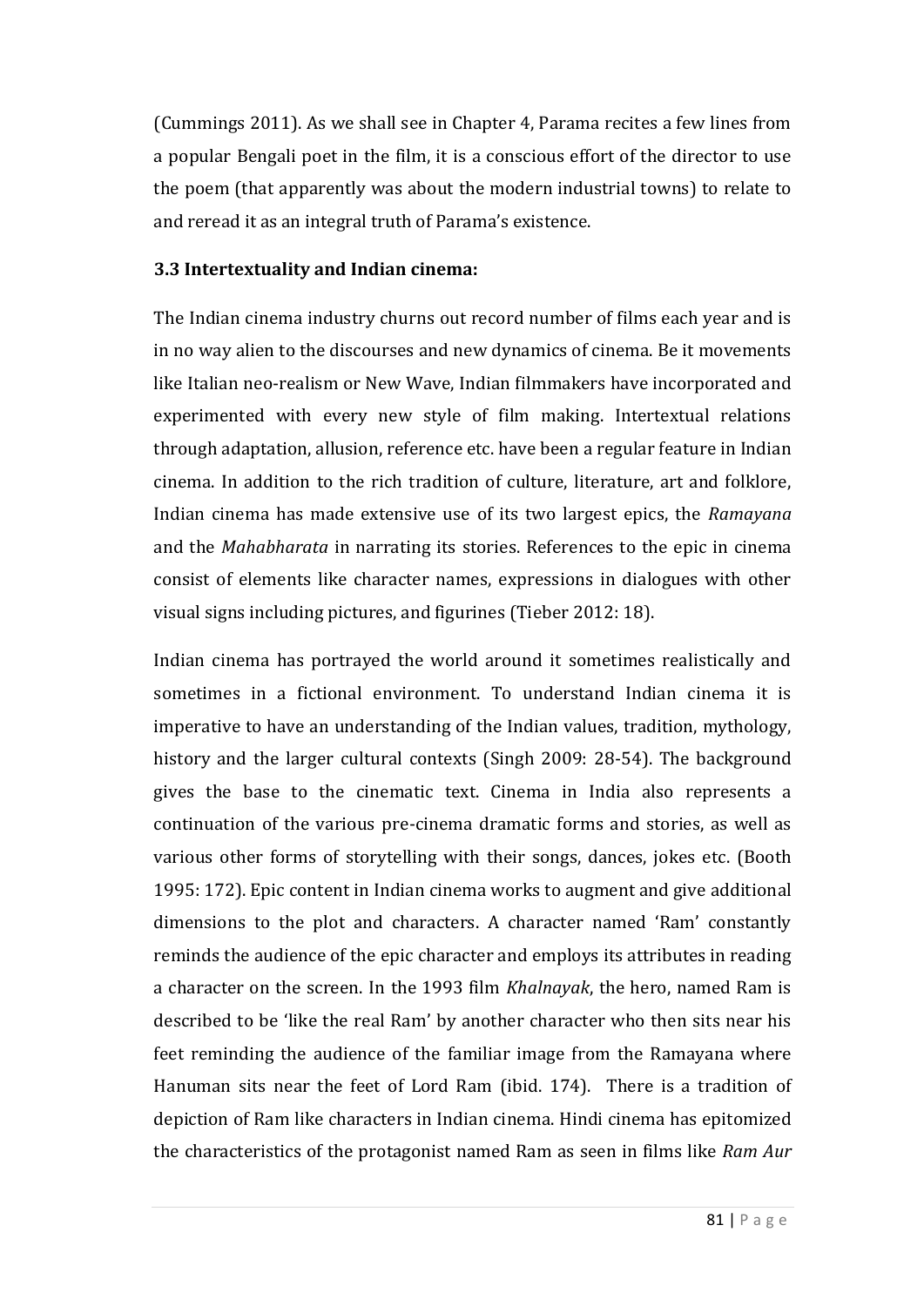(Cummings 2011). As we shall see in Chapter 4, Parama recites a few lines from a popular Bengali poet in the film, it is a conscious effort of the director to use the poem (that apparently was about the modern industrial towns) to relate to and reread it as an integral truth of Parama's existence.

### 3.3 Intertextuality and Indian cinema:

The Indian cinema industry churns out record number of films each year and is in no way alien to the discourses and new dynamics of cinema. Be it movements like Italian neo-realism or New Wave, Indian filmmakers have incorporated and experimented with every new style of film making. Intertextual relations through adaptation, allusion, reference etc. have been a regular feature in Indian cinema. In addition to the rich tradition of culture, literature, art and folklore, Indian cinema has made extensive use of its two largest epics, the *Ramayana* and the *Mahabharata* in narrating its stories. References to the epic in cinema consist of elements like character names, expressions in dialogues with other visual signs including pictures, and figurines (Tieber 2012: 18).

Indian cinema has portrayed the world around it sometimes realistically and sometimes in a fictional environment. To understand Indian cinema it is imperative to have an understanding of the Indian values, tradition, mythology, history and the larger cultural contexts (Singh 2009: 28-54). The background gives the base to the cinematic text. Cinema in India also represents a continuation of the various pre-cinema dramatic forms and stories, as well as various other forms of storytelling with their songs, dances, jokes etc. (Booth 1995: 172). Epic content in Indian cinema works to augment and give additional dimensions to the plot and characters. A character named 'Ram' constantly reminds the audience of the epic character and employs its attributes in reading a character on the screen. In the 1993 film *Khalnayak*, the hero, named Ram is described to be 'like the real Ram' by another character who then sits near his feet reminding the audience of the familiar image from the Ramayana where Hanuman sits near the feet of Lord Ram (ibid. 174). There is a tradition of depiction of Ram like characters in Indian cinema. Hindi cinema has epitomized the characteristics of the protagonist named Ram as seen in films like *Ram Aur*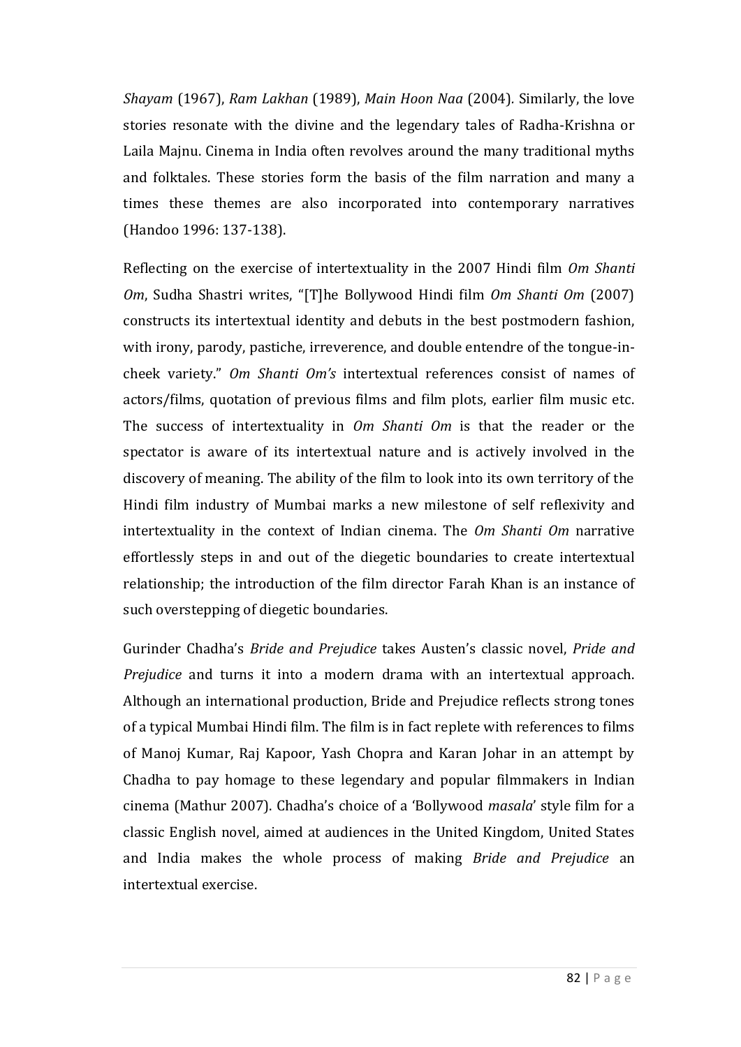*Shayam* (1967), *Ram Lakhan* (1989), *Main Hoon Naa* (2004). Similarly, the love stories resonate with the divine and the legendary tales of Radha-Krishna or Laila Majnu. Cinema in India often revolves around the many traditional myths and folktales. These stories form the basis of the film narration and many a times these themes are also incorporated into contemporary narratives (Handoo 1996: 137-138).

Reflecting on the exercise of intertextuality in the 2007 Hindi film *Om Shanti Om*, Sudha Shastri writes, "[T]he Bollywood Hindi film *Om Shanti Om* (2007) constructs its intertextual identity and debuts in the best postmodern fashion, with irony, parody, pastiche, irreverence, and double entendre of the tongue-in-cheek variety." *Om Shanti Om's* intertextual references consist of names of actors/films, quotation of previous films and film plots, earlier film music etc. The success of intertextuality in *Om Shanti Om* is that the reader or the spectator is aware of its intertextual nature and is actively involved in the discovery of meaning. The ability of the film to look into its own territory of the Hindi film industry of Mumbai marks a new milestone of self reflexivity and intertextuality in the context of Indian cinema. The *Om Shanti Om* narrative effortlessly steps in and out of the diegetic boundaries to create intertextual relationship; the introduction of the film director Farah Khan is an instance of such overstepping of diegetic boundaries.

Gurinder Chadha's *Bride and Prejudice* takes Austen's classic novel, *Pride and Prejudice* and turns it into a modern drama with an intertextual approach. Although an international production, Bride and Prejudice reflects strong tones of a typical Mumbai Hindi film. The film is in fact replete with references to films of Manoj Kumar, Raj Kapoor, Yash Chopra and Karan Johar in an attempt by Chadha to pay homage to these legendary and popular filmmakers in Indian cinema (Mathur 2007). Chadha's choice of a 'Bollywood *masala*' style film for a classic English novel, aimed at audiences in the United Kingdom, United States and India makes the whole process of making *Bride and Prejudice* an intertextual exercise.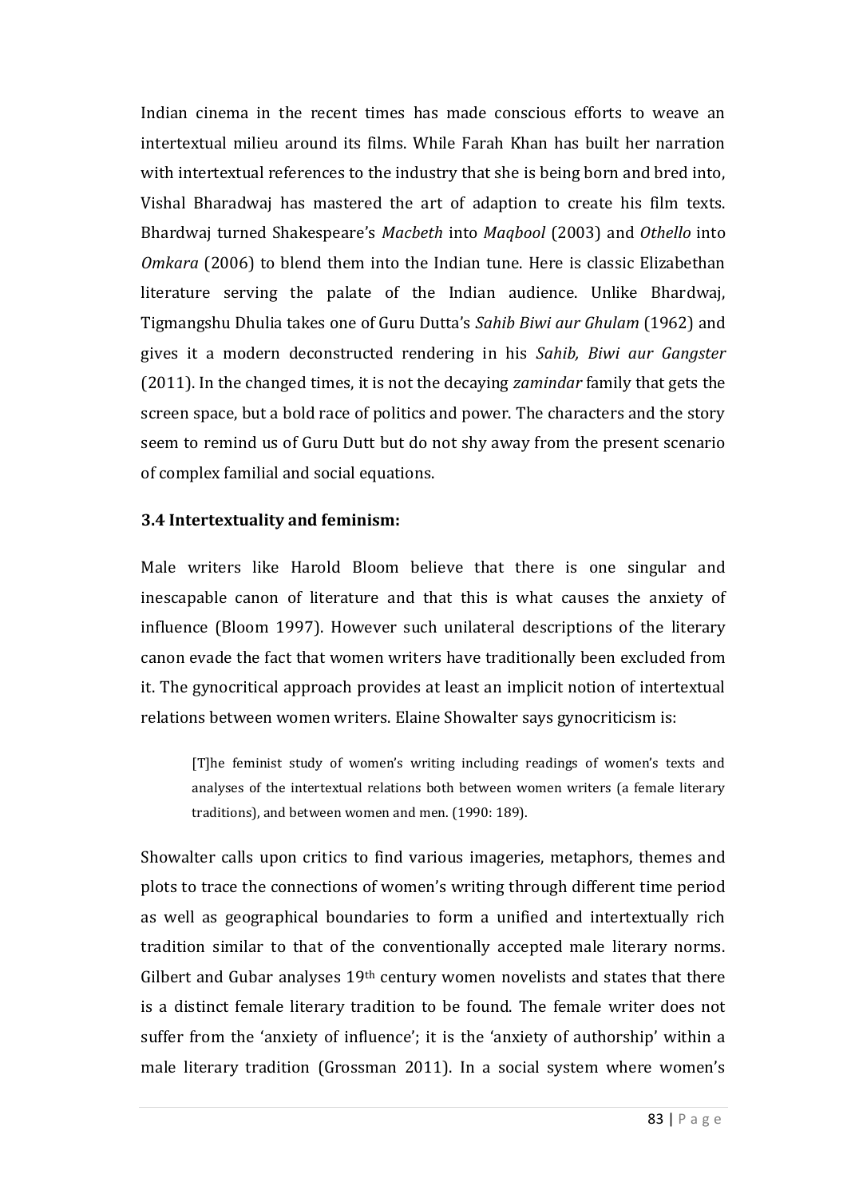Indian cinema in the recent times has made conscious efforts to weave an intertextual milieu around its films. While Farah Khan has built her narration with intertextual references to the industry that she is being born and bred into, Vishal Bharadwaj has mastered the art of adaption to create his film texts. Bhardwaj turned Shakespeare's *Macbeth* into *Maqbool* (2003) and *Othello* into *Omkara* (2006) to blend them into the Indian tune. Here is classic Elizabethan literature serving the palate of the Indian audience. Unlike Bhardwaj, Tigmangshu Dhulia takes one of Guru Dutta's *Sahib Biwi aur Ghulam* (1962) and gives it a modern deconstructed rendering in his *Sahib, Biwi aur Gangster* (2011). In the changed times, it is not the decaying *zamindar* family that gets the screen space, but a bold race of politics and power. The characters and the story seem to remind us of Guru Dutt but do not shy away from the present scenario of complex familial and social equations.

### 3.4 Intertextuality and feminism:

Male writers like Harold Bloom believe that there is one singular and inescapable canon of literature and that this is what causes the anxiety of influence (Bloom 1997). However such unilateral descriptions of the literary canon evade the fact that women writers have traditionally been excluded from it. The gynocritical approach provides at least an implicit notion of intertextual relations between women writers. Elaine Showalter says gynocriticism is:

> [T]he feminist study of women's writing including readings of women's texts and analyses of the intertextual relations both between women writers (a female literary traditions), and between women and men. (1990: 189).

Showalter calls upon critics to find various imageries, metaphors, themes and plots to trace the connections of women's writing through different time period as well as geographical boundaries to form a unified and intertextually rich tradition similar to that of the conventionally accepted male literary norms. Gilbert and Gubar analyses 19th century women novelists and states that there is a distinct female literary tradition to be found. The female writer does not suffer from the 'anxiety of influence'; it is the 'anxiety of authorship' within a male literary tradition (Grossman 2011). In a social system where women's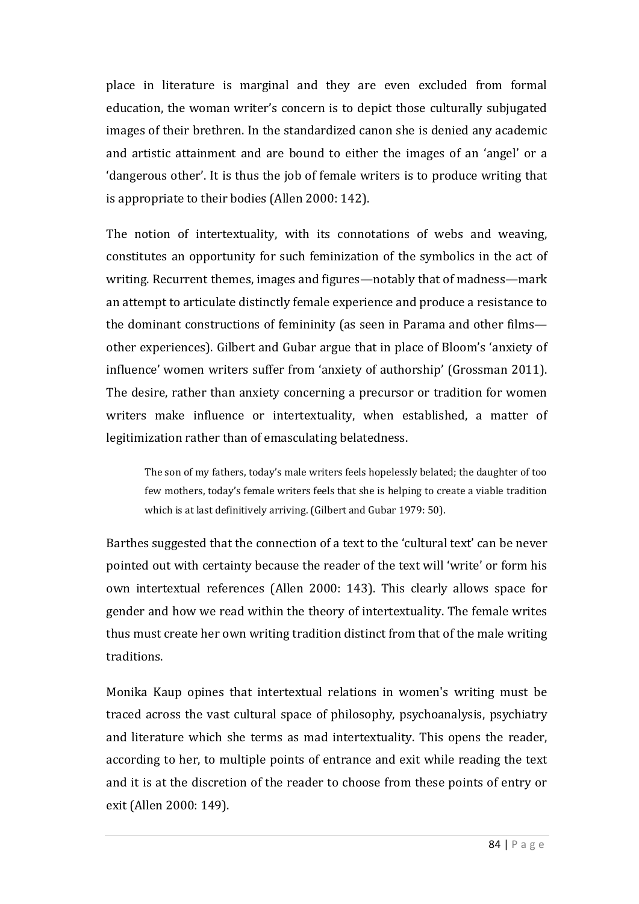place in literature is marginal and they are even excluded from formal education, the woman writer's concern is to depict those culturally subjugated images of their brethren. In the standardized canon she is denied any academic and artistic attainment and are bound to either the images of an 'angel' or a 'dangerous other'. It is thus the job of female writers is to produce writing that is appropriate to their bodies (Allen 2000: 142).

The notion of intertextuality, with its connotations of webs and weaving, constitutes an opportunity for such feminization of the symbolics in the act of writing. Recurrent themes, images and figures—notably that of madness—mark an attempt to articulate distinctly female experience and produce a resistance to the dominant constructions of femininity (as seen in Parama and other films—other experiences). Gilbert and Gubar argue that in place of Bloom's 'anxiety of influence' women writers suffer from 'anxiety of authorship' (Grossman 2011). The desire, rather than anxiety concerning a precursor or tradition for women writers make influence or intertextuality, when established, a matter of legitimization rather than of emasculating belatedness.

> The son of my fathers, today's male writers feels hopelessly belated; the daughter of too few mothers, today's female writers feels that she is helping to create a viable tradition which is at last definitively arriving. (Gilbert and Gubar 1979: 50).

Barthes suggested that the connection of a text to the 'cultural text' can be never pointed out with certainty because the reader of the text will 'write' or form his own intertextual references (Allen 2000: 143). This clearly allows space for gender and how we read within the theory of intertextuality. The female writes thus must create her own writing tradition distinct from that of the male writing traditions.

Monika Kaup opines that intertextual relations in women's writing must be traced across the vast cultural space of philosophy, psychoanalysis, psychiatry and literature which she terms as mad intertextuality. This opens the reader, according to her, to multiple points of entrance and exit while reading the text and it is at the discretion of the reader to choose from these points of entry or exit (Allen 2000: 149).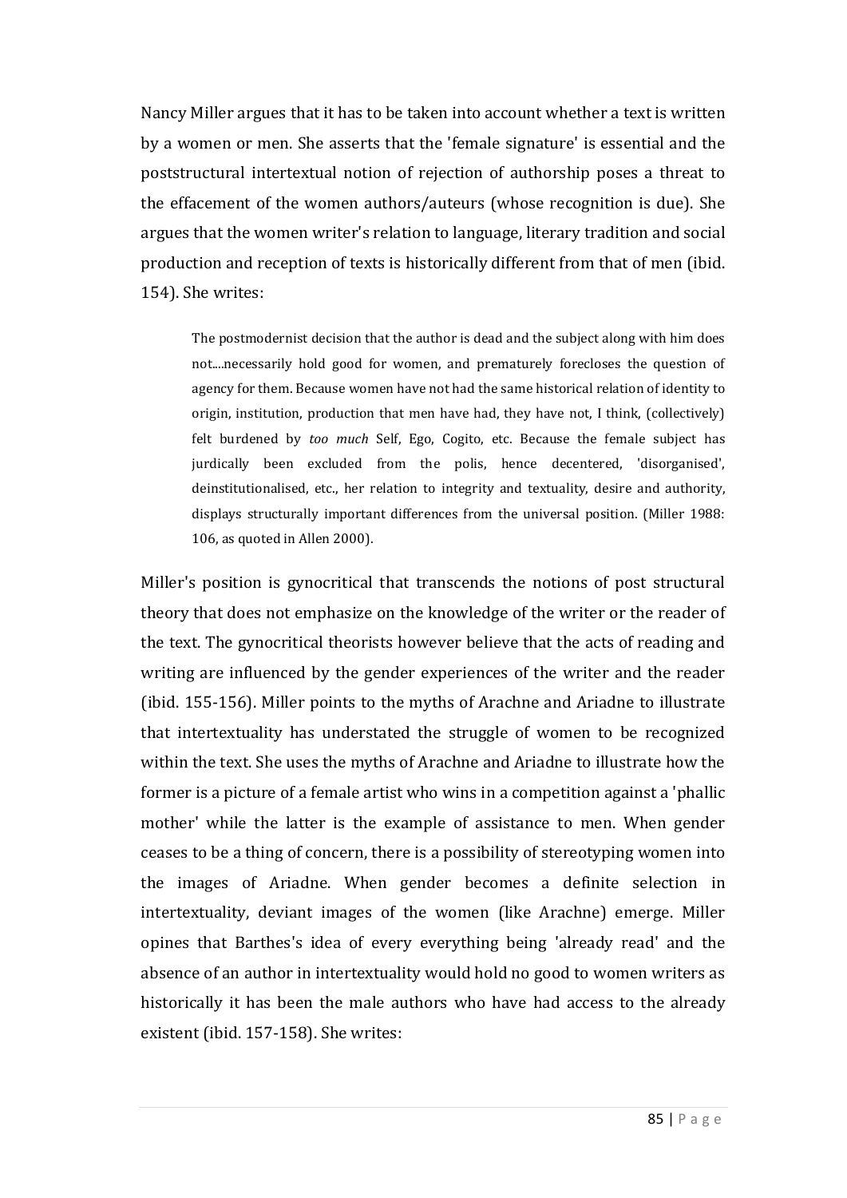Nancy Miller argues that it has to be taken into account whether a text is written by a women or men. She asserts that the 'female signature' is essential and the poststructural intertextual notion of rejection of authorship poses a threat to the effacement of the women authors/auteurs (whose recognition is due). She argues that the women writer's relation to language, literary tradition and social production and reception of texts is historically different from that of men (ibid. 154). She writes:

> The postmodernist decision that the author is dead and the subject along with him does not....necessarily hold good for women, and prematurely forecloses the question of agency for them. Because women have not had the same historical relation of identity to origin, institution, production that men have had, they have not, I think, (collectively) felt burdened by *too much* Self, Ego, Cogito, etc. Because the female subject has jurdically been excluded from the polis, hence decentered, 'disorganised', deinstitutionalised, etc., her relation to integrity and textuality, desire and authority, displays structurally important differences from the universal position. (Miller 1988: 106, as quoted in Allen 2000).

Miller's position is gynocritical that transcends the notions of post structural theory that does not emphasize on the knowledge of the writer or the reader of the text. The gynocritical theorists however believe that the acts of reading and writing are influenced by the gender experiences of the writer and the reader (ibid. 155-156). Miller points to the myths of Arachne and Ariadne to illustrate that intertextuality has understated the struggle of women to be recognized within the text. She uses the myths of Arachne and Ariadne to illustrate how the former is a picture of a female artist who wins in a competition against a 'phallic mother' while the latter is the example of assistance to men. When gender ceases to be a thing of concern, there is a possibility of stereotyping women into the images of Ariadne. When gender becomes a definite selection in intertextuality, deviant images of the women (like Arachne) emerge. Miller opines that Barthes's idea of every everything being 'already read' and the absence of an author in intertextuality would hold no good to women writers as historically it has been the male authors who have had access to the already existent (ibid. 157-158). She writes: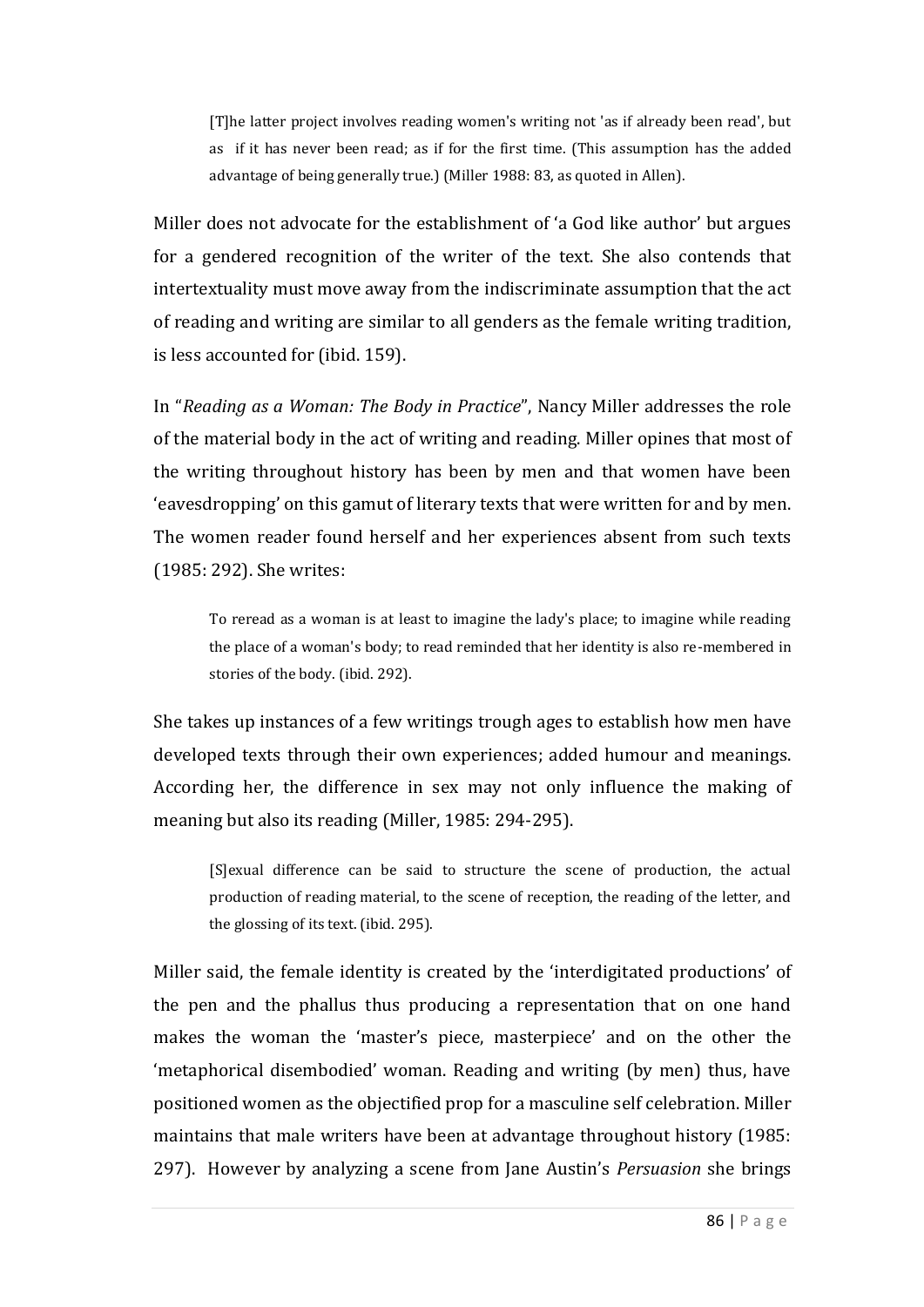> [T]he latter project involves reading women's writing not 'as if already been read', but as if it has never been read; as if for the first time. (This assumption has the added advantage of being generally true.) (Miller 1988: 83, as quoted in Allen).

Miller does not advocate for the establishment of 'a God like author' but argues for a gendered recognition of the writer of the text. She also contends that intertextuality must move away from the indiscriminate assumption that the act of reading and writing are similar to all genders as the female writing tradition, is less accounted for (ibid. 159).

In "*Reading as a Woman: The Body in Practice*", Nancy Miller addresses the role of the material body in the act of writing and reading. Miller opines that most of the writing throughout history has been by men and that women have been 'eavesdropping' on this gamut of literary texts that were written for and by men. The women reader found herself and her experiences absent from such texts (1985: 292). She writes:

> To reread as a woman is at least to imagine the lady's place; to imagine while reading the place of a woman's body; to read reminded that her identity is also re-membered in stories of the body. (ibid. 292).

She takes up instances of a few writings trough ages to establish how men have developed texts through their own experiences; added humour and meanings. According her, the difference in sex may not only influence the making of meaning but also its reading (Miller, 1985: 294-295).

> [S]exual difference can be said to structure the scene of production, the actual production of reading material, to the scene of reception, the reading of the letter, and the glossing of its text. (ibid. 295).

Miller said, the female identity is created by the 'interdigitated productions' of the pen and the phallus thus producing a representation that on one hand makes the woman the 'master's piece, masterpiece' and on the other the 'metaphorical disembodied' woman. Reading and writing (by men) thus, have positioned women as the objectified prop for a masculine self celebration. Miller maintains that male writers have been at advantage throughout history (1985: 297). However by analyzing a scene from Jane Austin's *Persuasion* she brings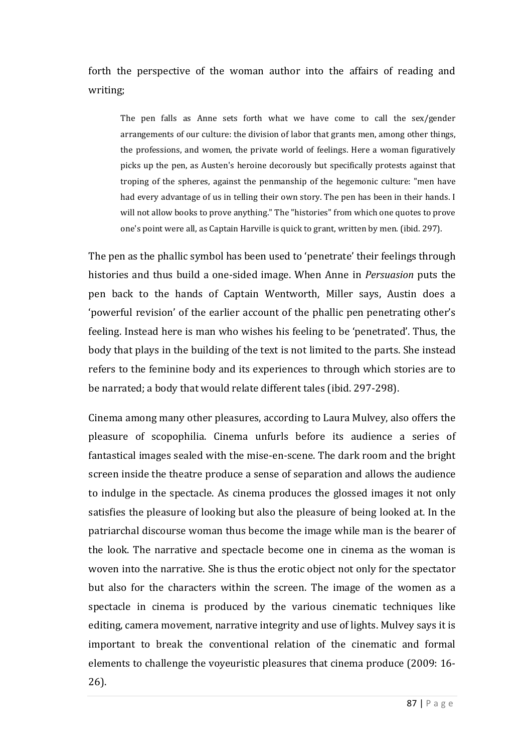forth the perspective of the woman author into the affairs of reading and writing;

> The pen falls as Anne sets forth what we have come to call the sex/gender arrangements of our culture: the division of labor that grants men, among other things, the professions, and women, the private world of feelings. Here a woman figuratively picks up the pen, as Austen's heroine decorously but specifically protests against that troping of the spheres, against the penmanship of the hegemonic culture: "men have had every advantage of us in telling their own story. The pen has been in their hands. I will not allow books to prove anything." The "histories" from which one quotes to prove one's point were all, as Captain Harville is quick to grant, written by men. (ibid. 297).

The pen as the phallic symbol has been used to 'penetrate' their feelings through histories and thus build a one-sided image. When Anne in *Persuasion* puts the pen back to the hands of Captain Wentworth, Miller says, Austin does a 'powerful revision' of the earlier account of the phallic pen penetrating other's feeling. Instead here is man who wishes his feeling to be 'penetrated'. Thus, the body that plays in the building of the text is not limited to the parts. She instead refers to the feminine body and its experiences to through which stories are to be narrated; a body that would relate different tales (ibid. 297-298).

Cinema among many other pleasures, according to Laura Mulvey, also offers the pleasure of scopophilia. Cinema unfurls before its audience a series of fantastical images sealed with the mise-en-scene. The dark room and the bright screen inside the theatre produce a sense of separation and allows the audience to indulge in the spectacle. As cinema produces the glossed images it not only satisfies the pleasure of looking but also the pleasure of being looked at. In the patriarchal discourse woman thus become the image while man is the bearer of the look. The narrative and spectacle become one in cinema as the woman is woven into the narrative. She is thus the erotic object not only for the spectator but also for the characters within the screen. The image of the women as a spectacle in cinema is produced by the various cinematic techniques like editing, camera movement, narrative integrity and use of lights. Mulvey says it is important to break the conventional relation of the cinematic and formal elements to challenge the voyeuristic pleasures that cinema produce (2009: 16-26).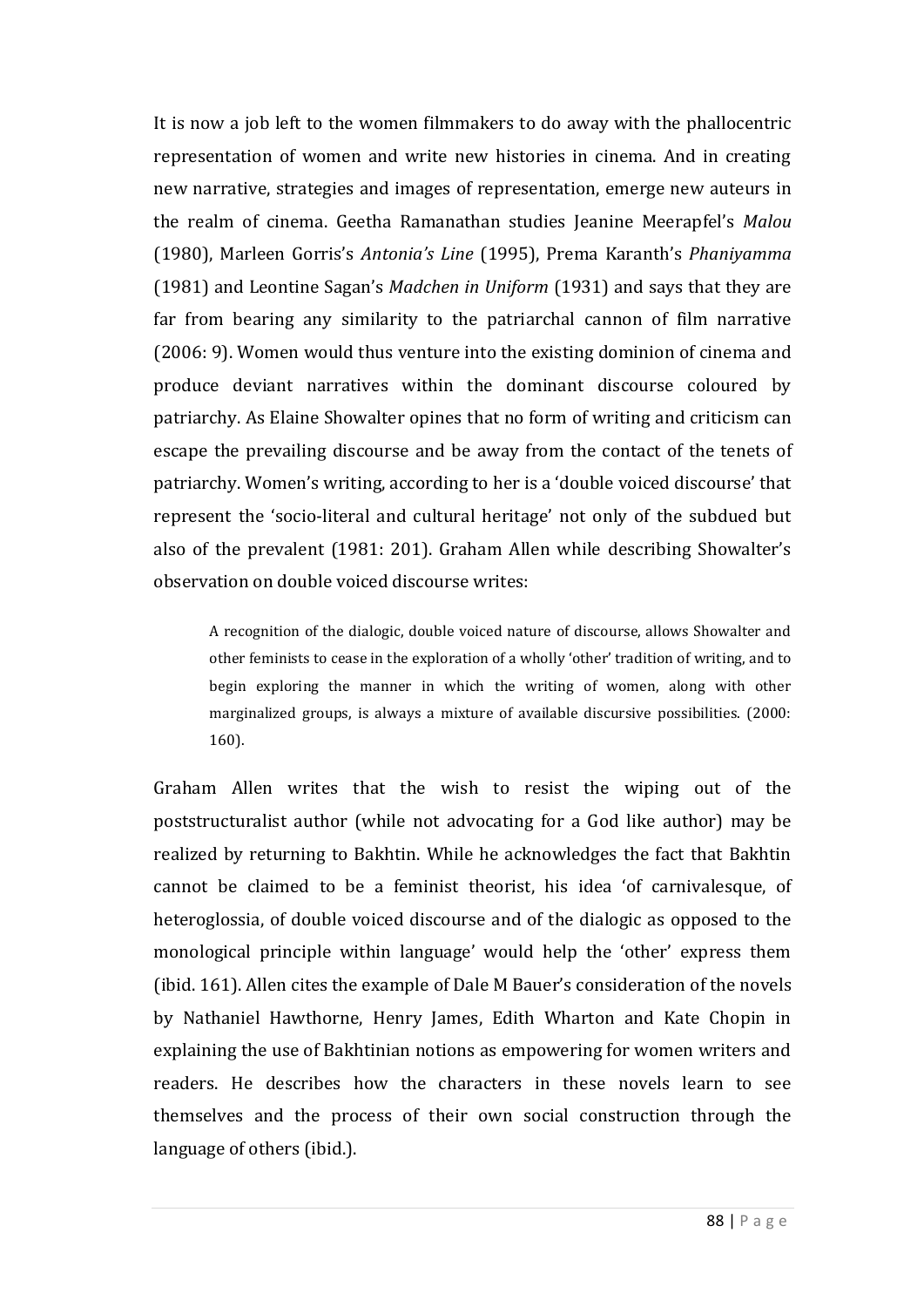It is now a job left to the women filmmakers to do away with the phallocentric representation of women and write new histories in cinema. And in creating new narrative, strategies and images of representation, emerge new auteurs in the realm of cinema. Geetha Ramanathan studies Jeanine Meerapfel's *Malou* (1980), Marleen Gorris's *Antonia's Line* (1995), Prema Karanth's *Phaniyamma* (1981) and Leontine Sagan's *Madchen in Uniform* (1931) and says that they are far from bearing any similarity to the patriarchal cannon of film narrative (2006: 9). Women would thus venture into the existing dominion of cinema and produce deviant narratives within the dominant discourse coloured by patriarchy. As Elaine Showalter opines that no form of writing and criticism can escape the prevailing discourse and be away from the contact of the tenets of patriarchy. Women's writing, according to her is a 'double voiced discourse' that represent the 'socio-literal and cultural heritage' not only of the subdued but also of the prevalent (1981: 201). Graham Allen while describing Showalter's observation on double voiced discourse writes:

> A recognition of the dialogic, double voiced nature of discourse, allows Showalter and other feminists to cease in the exploration of a wholly 'other' tradition of writing, and to begin exploring the manner in which the writing of women, along with other marginalized groups, is always a mixture of available discursive possibilities. (2000: 160).

Graham Allen writes that the wish to resist the wiping out of the poststructuralist author (while not advocating for a God like author) may be realized by returning to Bakhtin. While he acknowledges the fact that Bakhtin cannot be claimed to be a feminist theorist, his idea 'of carnivalesque, of heteroglossia, of double voiced discourse and of the dialogic as opposed to the monological principle within language' would help the 'other' express them (ibid. 161). Allen cites the example of Dale M Bauer's consideration of the novels by Nathaniel Hawthorne, Henry James, Edith Wharton and Kate Chopin in explaining the use of Bakhtinian notions as empowering for women writers and readers. He describes how the characters in these novels learn to see themselves and the process of their own social construction through the language of others (ibid.).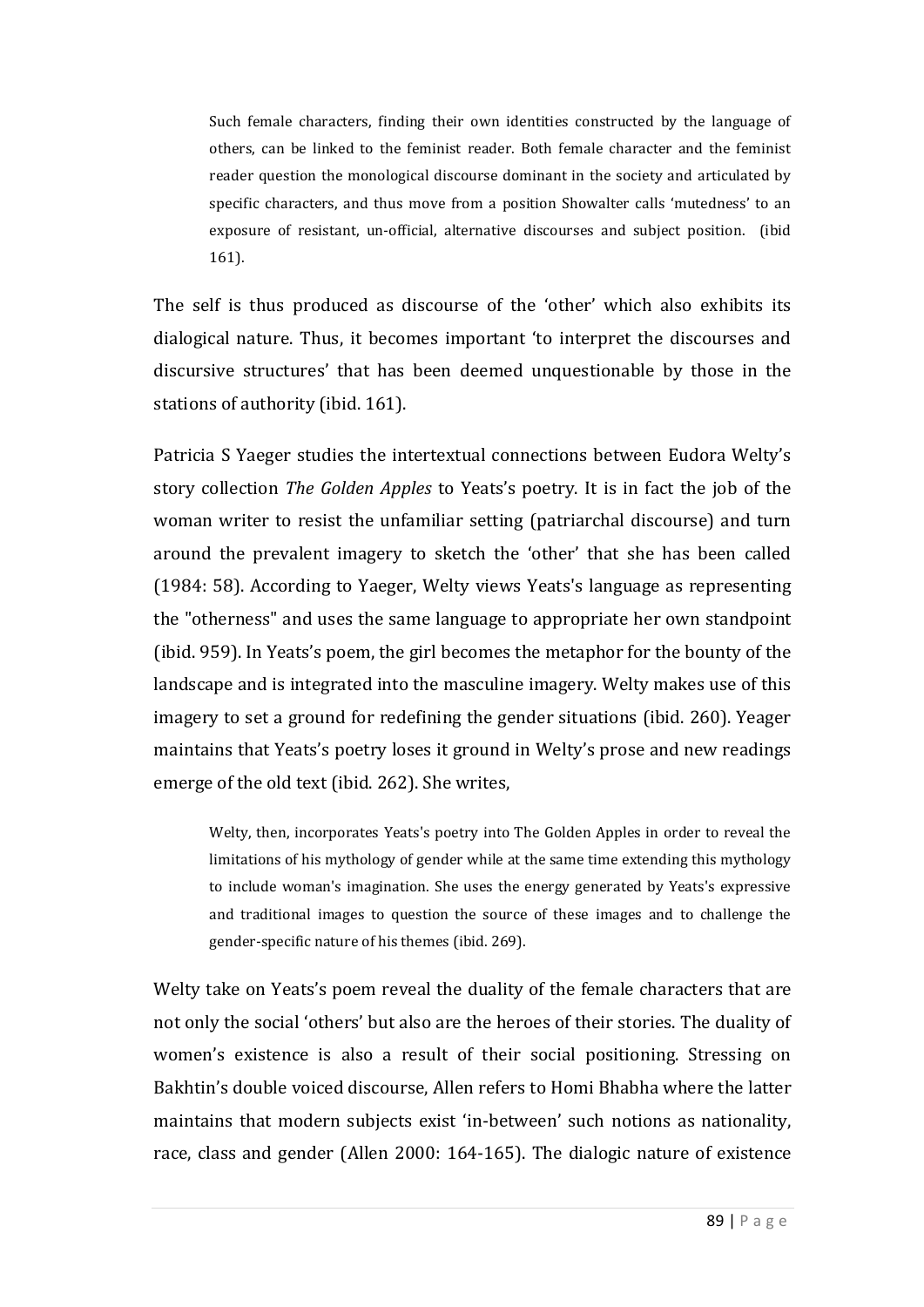> Such female characters, finding their own identities constructed by the language of others, can be linked to the feminist reader. Both female character and the feminist reader question the monological discourse dominant in the society and articulated by specific characters, and thus move from a position Showalter calls 'mutedness' to an exposure of resistant, un-official, alternative discourses and subject position. (ibid 161).

The self is thus produced as discourse of the 'other' which also exhibits its dialogical nature. Thus, it becomes important 'to interpret the discourses and discursive structures' that has been deemed unquestionable by those in the stations of authority (ibid. 161).

Patricia S Yaeger studies the intertextual connections between Eudora Welty's story collection *The Golden Apples* to Yeats's poetry. It is in fact the job of the woman writer to resist the unfamiliar setting (patriarchal discourse) and turn around the prevalent imagery to sketch the 'other' that she has been called (1984: 58). According to Yaeger, Welty views Yeats's language as representing the "otherness" and uses the same language to appropriate her own standpoint (ibid. 959). In Yeats's poem, the girl becomes the metaphor for the bounty of the landscape and is integrated into the masculine imagery. Welty makes use of this imagery to set a ground for redefining the gender situations (ibid. 260). Yeager maintains that Yeats's poetry loses it ground in Welty's prose and new readings emerge of the old text (ibid. 262). She writes,

> Welty, then, incorporates Yeats's poetry into The Golden Apples in order to reveal the limitations of his mythology of gender while at the same time extending this mythology to include woman's imagination. She uses the energy generated by Yeats's expressive and traditional images to question the source of these images and to challenge the gender-specific nature of his themes (ibid. 269).

Welty take on Yeats's poem reveal the duality of the female characters that are not only the social 'others' but also are the heroes of their stories. The duality of women's existence is also a result of their social positioning. Stressing on Bakhtin's double voiced discourse, Allen refers to Homi Bhabha where the latter maintains that modern subjects exist 'in-between' such notions as nationality, race, class and gender (Allen 2000: 164-165). The dialogic nature of existence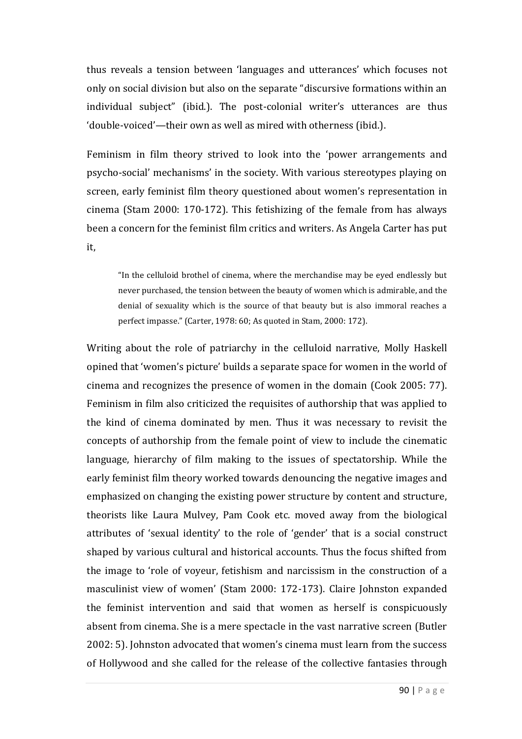thus reveals a tension between 'languages and utterances' which focuses not only on social division but also on the separate "discursive formations within an individual subject" (ibid.). The post-colonial writer's utterances are thus 'double-voiced'—their own as well as mired with otherness (ibid.).

Feminism in film theory strived to look into the 'power arrangements and psycho-social' mechanisms' in the society. With various stereotypes playing on screen, early feminist film theory questioned about women's representation in cinema (Stam 2000: 170-172). This fetishizing of the female from has always been a concern for the feminist film critics and writers. As Angela Carter has put it,

> "In the celluloid brothel of cinema, where the merchandise may be eyed endlessly but never purchased, the tension between the beauty of women which is admirable, and the denial of sexuality which is the source of that beauty but is also immoral reaches a perfect impasse." (Carter, 1978: 60; As quoted in Stam, 2000: 172).

Writing about the role of patriarchy in the celluloid narrative, Molly Haskell opined that 'women's picture' builds a separate space for women in the world of cinema and recognizes the presence of women in the domain (Cook 2005: 77). Feminism in film also criticized the requisites of authorship that was applied to the kind of cinema dominated by men. Thus it was necessary to revisit the concepts of authorship from the female point of view to include the cinematic language, hierarchy of film making to the issues of spectatorship. While the early feminist film theory worked towards denouncing the negative images and emphasized on changing the existing power structure by content and structure, theorists like Laura Mulvey, Pam Cook etc. moved away from the biological attributes of 'sexual identity' to the role of 'gender' that is a social construct shaped by various cultural and historical accounts. Thus the focus shifted from the image to 'role of voyeur, fetishism and narcissism in the construction of a masculinist view of women' (Stam 2000: 172-173). Claire Johnston expanded the feminist intervention and said that women as herself is conspicuously absent from cinema. She is a mere spectacle in the vast narrative screen (Butler 2002: 5). Johnston advocated that women's cinema must learn from the success of Hollywood and she called for the release of the collective fantasies through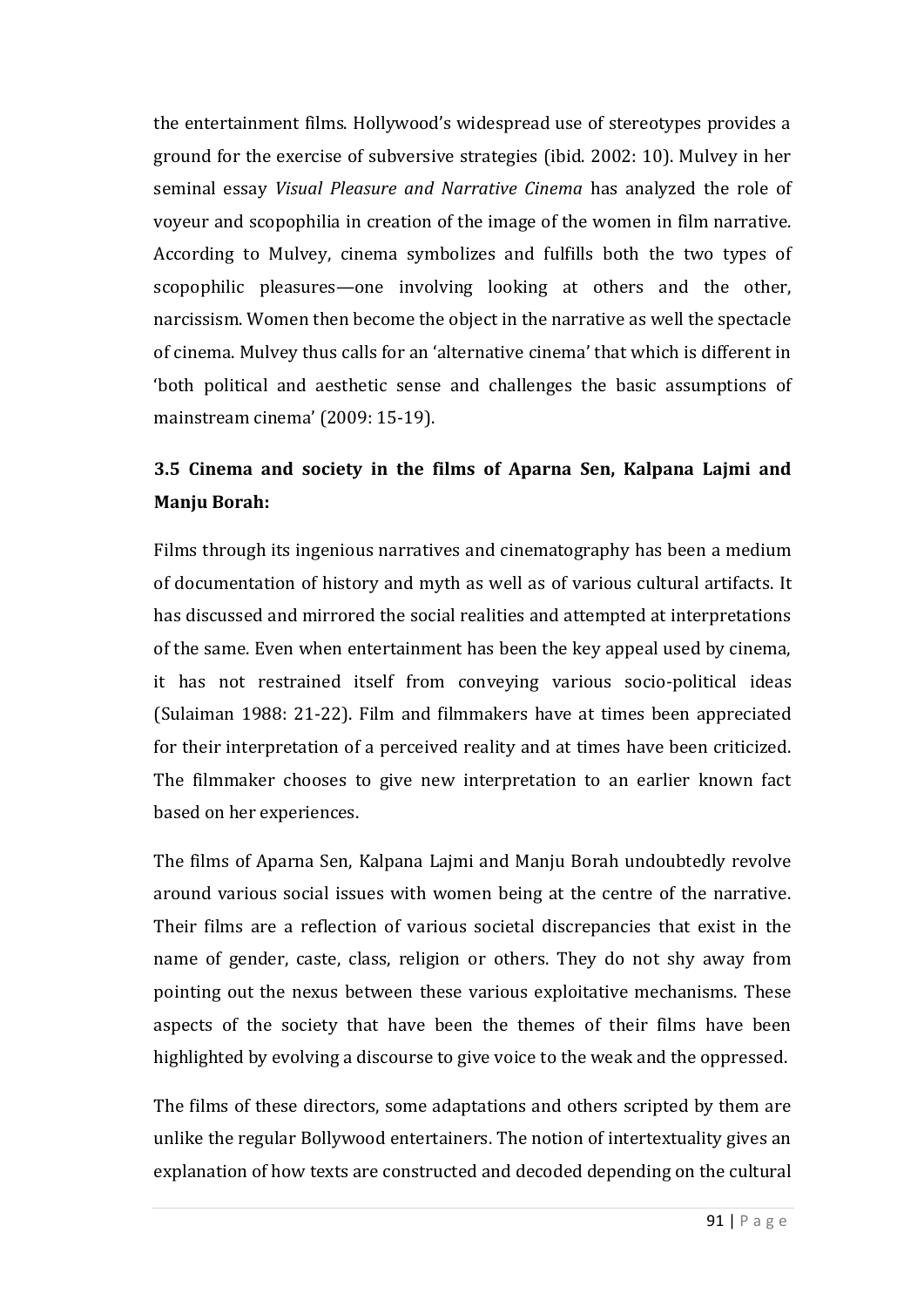the entertainment films. Hollywood's widespread use of stereotypes provides a ground for the exercise of subversive strategies (ibid. 2002: 10). Mulvey in her seminal essay *Visual Pleasure and Narrative Cinema* has analyzed the role of voyeur and scopophilia in creation of the image of the women in film narrative. According to Mulvey, cinema symbolizes and fulfills both the two types of scopophilic pleasures—one involving looking at others and the other, narcissism. Women then become the object in the narrative as well the spectacle of cinema. Mulvey thus calls for an 'alternative cinema' that which is different in 'both political and aesthetic sense and challenges the basic assumptions of mainstream cinema' (2009: 15-19).

### 3.5 Cinema and society in the films of Aparna Sen, Kalpana Lajmi and Manju Borah:

Films through its ingenious narratives and cinematography has been a medium of documentation of history and myth as well as of various cultural artifacts. It has discussed and mirrored the social realities and attempted at interpretations of the same. Even when entertainment has been the key appeal used by cinema, it has not restrained itself from conveying various socio-political ideas (Sulaiman 1988: 21-22). Film and filmmakers have at times been appreciated for their interpretation of a perceived reality and at times have been criticized. The filmmaker chooses to give new interpretation to an earlier known fact based on her experiences.

The films of Aparna Sen, Kalpana Lajmi and Manju Borah undoubtedly revolve around various social issues with women being at the centre of the narrative. Their films are a reflection of various societal discrepancies that exist in the name of gender, caste, class, religion or others. They do not shy away from pointing out the nexus between these various exploitative mechanisms. These aspects of the society that have been the themes of their films have been highlighted by evolving a discourse to give voice to the weak and the oppressed.

The films of these directors, some adaptations and others scripted by them are unlike the regular Bollywood entertainers. The notion of intertextuality gives an explanation of how texts are constructed and decoded depending on the cultural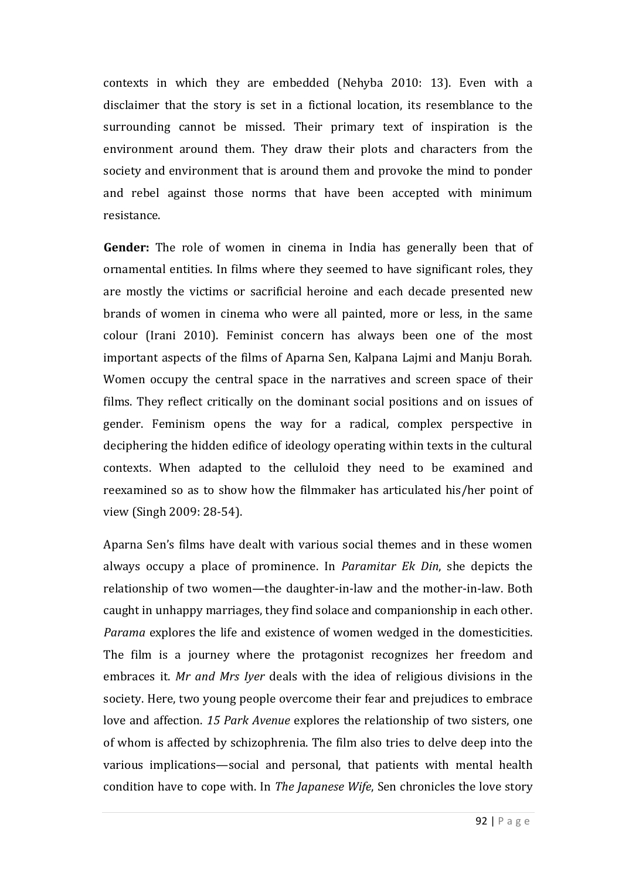contexts in which they are embedded (Nehyba 2010: 13). Even with a disclaimer that the story is set in a fictional location, its resemblance to the surrounding cannot be missed. Their primary text of inspiration is the environment around them. They draw their plots and characters from the society and environment that is around them and provoke the mind to ponder and rebel against those norms that have been accepted with minimum resistance.

**Gender:** The role of women in cinema in India has generally been that of ornamental entities. In films where they seemed to have significant roles, they are mostly the victims or sacrificial heroine and each decade presented new brands of women in cinema who were all painted, more or less, in the same colour (Irani 2010). Feminist concern has always been one of the most important aspects of the films of Aparna Sen, Kalpana Lajmi and Manju Borah. Women occupy the central space in the narratives and screen space of their films. They reflect critically on the dominant social positions and on issues of gender. Feminism opens the way for a radical, complex perspective in deciphering the hidden edifice of ideology operating within texts in the cultural contexts. When adapted to the celluloid they need to be examined and reexamined so as to show how the filmmaker has articulated his/her point of view (Singh 2009: 28-54).

Aparna Sen's films have dealt with various social themes and in these women always occupy a place of prominence. In *Paramitar Ek Din*, she depicts the relationship of two women—the daughter-in-law and the mother-in-law. Both caught in unhappy marriages, they find solace and companionship in each other. *Parama* explores the life and existence of women wedged in the domesticities. The film is a journey where the protagonist recognizes her freedom and embraces it. *Mr and Mrs Iyer* deals with the idea of religious divisions in the society. Here, two young people overcome their fear and prejudices to embrace love and affection. *15 Park Avenue* explores the relationship of two sisters, one of whom is affected by schizophrenia. The film also tries to delve deep into the various implications—social and personal, that patients with mental health condition have to cope with. In *The Japanese Wife*, Sen chronicles the love story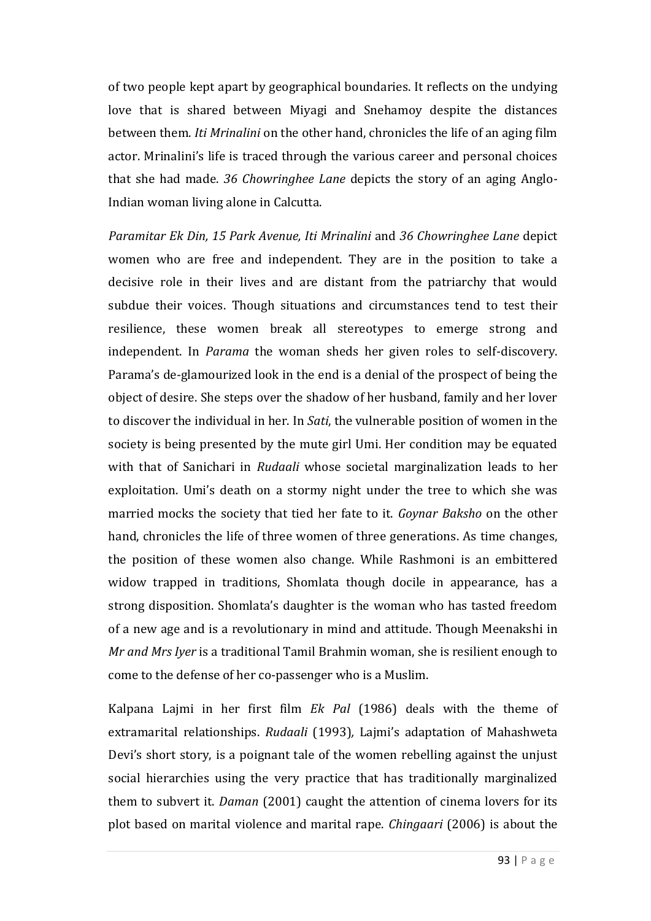of two people kept apart by geographical boundaries. It reflects on the undying love that is shared between Miyagi and Snehamoy despite the distances between them. *Iti Mrinalini* on the other hand, chronicles the life of an aging film actor. Mrinalini's life is traced through the various career and personal choices that she had made. *36 Chowringhee Lane* depicts the story of an aging Anglo-Indian woman living alone in Calcutta.

*Paramitar Ek Din, 15 Park Avenue, Iti Mrinalini* and *36 Chowringhee Lane* depict women who are free and independent. They are in the position to take a decisive role in their lives and are distant from the patriarchy that would subdue their voices. Though situations and circumstances tend to test their resilience, these women break all stereotypes to emerge strong and independent. In *Parama* the woman sheds her given roles to self-discovery. Parama's de-glamourized look in the end is a denial of the prospect of being the object of desire. She steps over the shadow of her husband, family and her lover to discover the individual in her. In *Sati*, the vulnerable position of women in the society is being presented by the mute girl Umi. Her condition may be equated with that of Sanichari in *Rudaali* whose societal marginalization leads to her exploitation. Umi's death on a stormy night under the tree to which she was married mocks the society that tied her fate to it. *Goynar Baksho* on the other hand, chronicles the life of three women of three generations. As time changes, the position of these women also change. While Rashmoni is an embittered widow trapped in traditions, Shomlata though docile in appearance, has a strong disposition. Shomlata's daughter is the woman who has tasted freedom of a new age and is a revolutionary in mind and attitude. Though Meenakshi in *Mr and Mrs Iyer* is a traditional Tamil Brahmin woman, she is resilient enough to come to the defense of her co-passenger who is a Muslim.

Kalpana Lajmi in her first film *Ek Pal* (1986) deals with the theme of extramarital relationships. *Rudaali* (1993), Lajmi's adaptation of Mahashweta Devi's short story, is a poignant tale of the women rebelling against the unjust social hierarchies using the very practice that has traditionally marginalized them to subvert it. *Daman* (2001) caught the attention of cinema lovers for its plot based on marital violence and marital rape. *Chingaari* (2006) is about the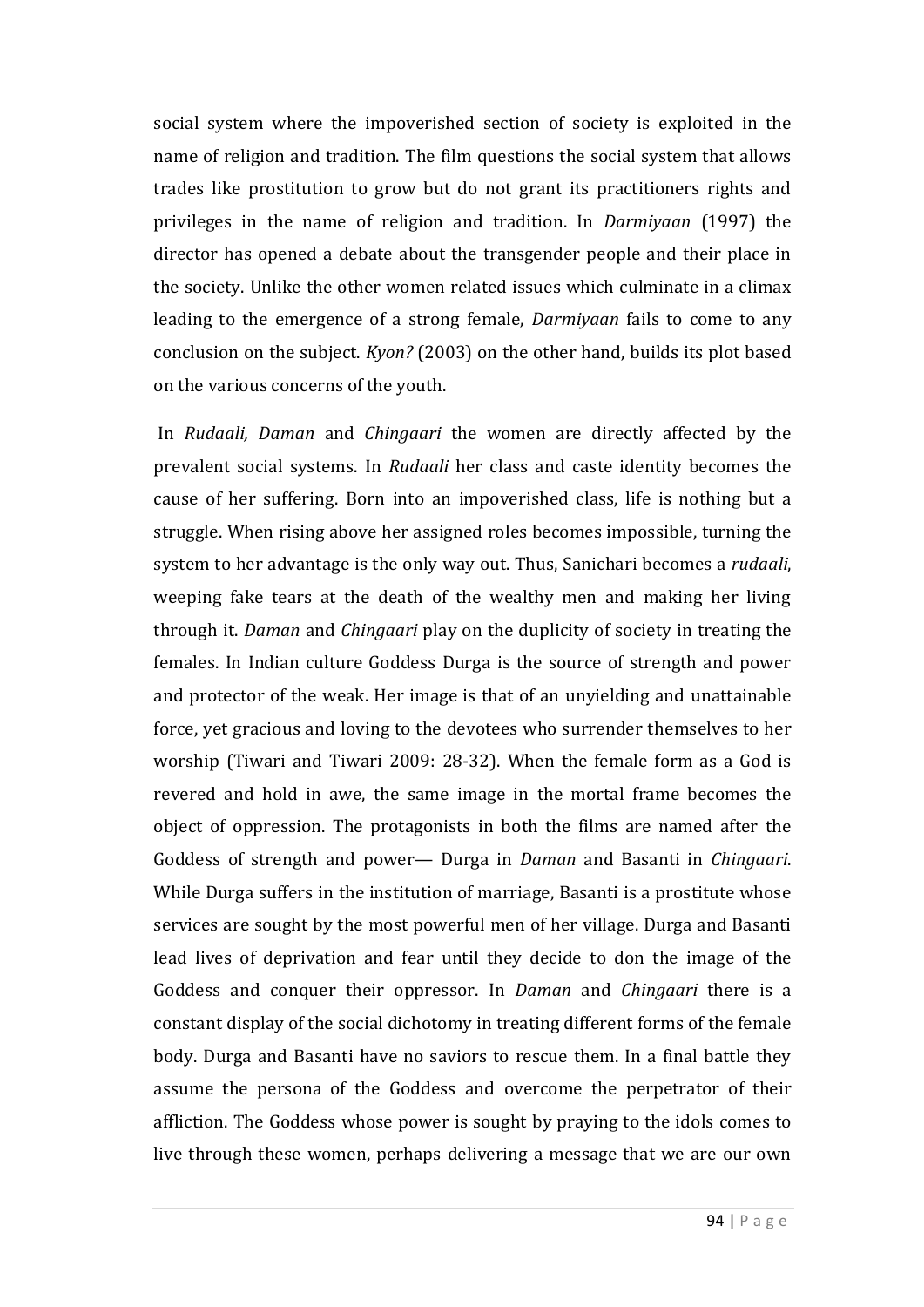social system where the impoverished section of society is exploited in the name of religion and tradition. The film questions the social system that allows trades like prostitution to grow but do not grant its practitioners rights and privileges in the name of religion and tradition. In *Darmiyaan* (1997) the director has opened a debate about the transgender people and their place in the society. Unlike the other women related issues which culminate in a climax leading to the emergence of a strong female, *Darmiyaan* fails to come to any conclusion on the subject. *Kyon?* (2003) on the other hand, builds its plot based on the various concerns of the youth.

In *Rudaali, Daman* and *Chingaari* the women are directly affected by the prevalent social systems. In *Rudaali* her class and caste identity becomes the cause of her suffering. Born into an impoverished class, life is nothing but a struggle. When rising above her assigned roles becomes impossible, turning the system to her advantage is the only way out. Thus, Sanichari becomes a *rudaali*, weeping fake tears at the death of the wealthy men and making her living through it. *Daman* and *Chingaari* play on the duplicity of society in treating the females. In Indian culture Goddess Durga is the source of strength and power and protector of the weak. Her image is that of an unyielding and unattainable force, yet gracious and loving to the devotees who surrender themselves to her worship (Tiwari and Tiwari 2009: 28-32). When the female form as a God is revered and hold in awe, the same image in the mortal frame becomes the object of oppression. The protagonists in both the films are named after the Goddess of strength and power— Durga in *Daman* and Basanti in *Chingaari*. While Durga suffers in the institution of marriage, Basanti is a prostitute whose services are sought by the most powerful men of her village. Durga and Basanti lead lives of deprivation and fear until they decide to don the image of the Goddess and conquer their oppressor. In *Daman* and *Chingaari* there is a constant display of the social dichotomy in treating different forms of the female body. Durga and Basanti have no saviors to rescue them. In a final battle they assume the persona of the Goddess and overcome the perpetrator of their affliction. The Goddess whose power is sought by praying to the idols comes to live through these women, perhaps delivering a message that we are our own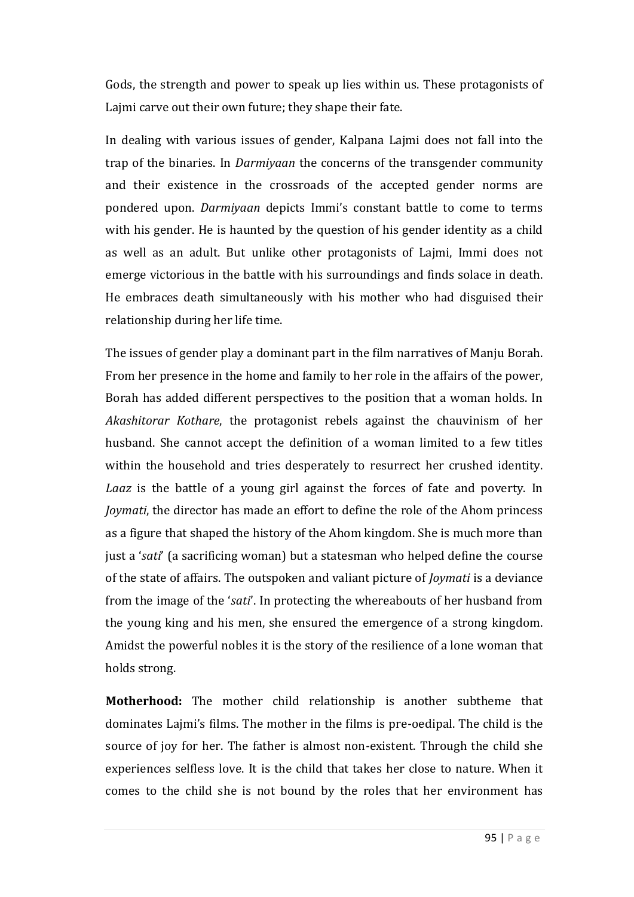Gods, the strength and power to speak up lies within us. These protagonists of Lajmi carve out their own future; they shape their fate.

In dealing with various issues of gender, Kalpana Lajmi does not fall into the trap of the binaries. In *Darmiyaan* the concerns of the transgender community and their existence in the crossroads of the accepted gender norms are pondered upon. *Darmiyaan* depicts Immi's constant battle to come to terms with his gender. He is haunted by the question of his gender identity as a child as well as an adult. But unlike other protagonists of Lajmi, Immi does not emerge victorious in the battle with his surroundings and finds solace in death. He embraces death simultaneously with his mother who had disguised their relationship during her life time.

The issues of gender play a dominant part in the film narratives of Manju Borah. From her presence in the home and family to her role in the affairs of the power, Borah has added different perspectives to the position that a woman holds. In *Akashitorar Kothare*, the protagonist rebels against the chauvinism of her husband. She cannot accept the definition of a woman limited to a few titles within the household and tries desperately to resurrect her crushed identity. *Laaz* is the battle of a young girl against the forces of fate and poverty. In *Joymati*, the director has made an effort to define the role of the Ahom princess as a figure that shaped the history of the Ahom kingdom. She is much more than just a '*sati*' (a sacrificing woman) but a statesman who helped define the course of the state of affairs. The outspoken and valiant picture of *Joymati* is a deviance from the image of the '*sati*'. In protecting the whereabouts of her husband from the young king and his men, she ensured the emergence of a strong kingdom. Amidst the powerful nobles it is the story of the resilience of a lone woman that holds strong.

**Motherhood:** The mother child relationship is another subtheme that dominates Lajmi's films. The mother in the films is pre-oedipal. The child is the source of joy for her. The father is almost non-existent. Through the child she experiences selfless love. It is the child that takes her close to nature. When it comes to the child she is not bound by the roles that her environment has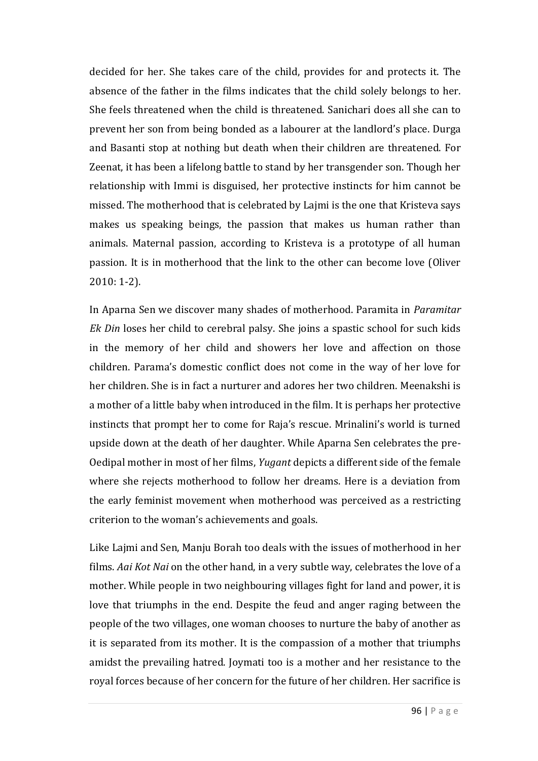decided for her. She takes care of the child, provides for and protects it. The absence of the father in the films indicates that the child solely belongs to her. She feels threatened when the child is threatened. Sanichari does all she can to prevent her son from being bonded as a labourer at the landlord's place. Durga and Basanti stop at nothing but death when their children are threatened. For Zeenat, it has been a lifelong battle to stand by her transgender son. Though her relationship with Immi is disguised, her protective instincts for him cannot be missed. The motherhood that is celebrated by Lajmi is the one that Kristeva says makes us speaking beings, the passion that makes us human rather than animals. Maternal passion, according to Kristeva is a prototype of all human passion. It is in motherhood that the link to the other can become love (Oliver 2010: 1-2).

In Aparna Sen we discover many shades of motherhood. Paramita in *Paramitar Ek Din* loses her child to cerebral palsy. She joins a spastic school for such kids in the memory of her child and showers her love and affection on those children. Parama's domestic conflict does not come in the way of her love for her children. She is in fact a nurturer and adores her two children. Meenakshi is a mother of a little baby when introduced in the film. It is perhaps her protective instincts that prompt her to come for Raja's rescue. Mrinalini's world is turned upside down at the death of her daughter. While Aparna Sen celebrates the pre-Oedipal mother in most of her films, *Yugant* depicts a different side of the female where she rejects motherhood to follow her dreams. Here is a deviation from the early feminist movement when motherhood was perceived as a restricting criterion to the woman's achievements and goals.

Like Lajmi and Sen, Manju Borah too deals with the issues of motherhood in her films. *Aai Kot Nai* on the other hand, in a very subtle way, celebrates the love of a mother. While people in two neighbouring villages fight for land and power, it is love that triumphs in the end. Despite the feud and anger raging between the people of the two villages, one woman chooses to nurture the baby of another as it is separated from its mother. It is the compassion of a mother that triumphs amidst the prevailing hatred. Joymati too is a mother and her resistance to the royal forces because of her concern for the future of her children. Her sacrifice is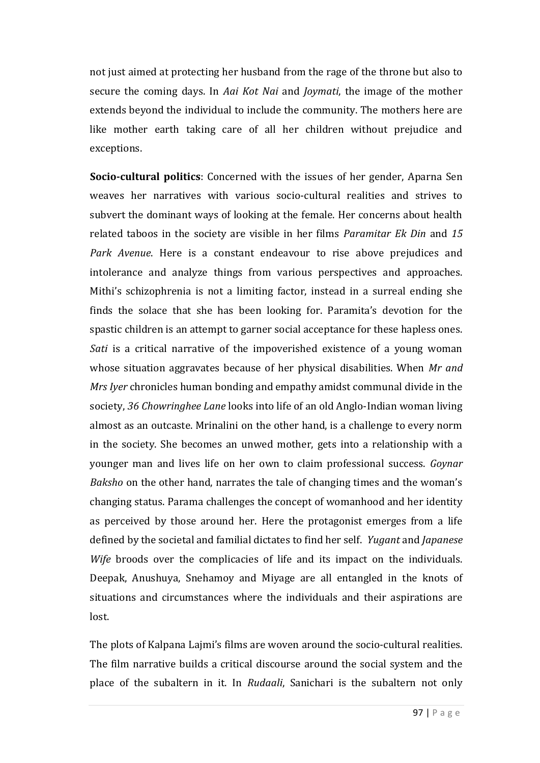not just aimed at protecting her husband from the rage of the throne but also to secure the coming days. In *Aai Kot Nai* and *Joymati*, the image of the mother extends beyond the individual to include the community. The mothers here are like mother earth taking care of all her children without prejudice and exceptions.

**Socio-cultural politics**: Concerned with the issues of her gender, Aparna Sen weaves her narratives with various socio-cultural realities and strives to subvert the dominant ways of looking at the female. Her concerns about health related taboos in the society are visible in her films *Paramitar Ek Din* and *15 Park Avenue*. Here is a constant endeavour to rise above prejudices and intolerance and analyze things from various perspectives and approaches. Mithi's schizophrenia is not a limiting factor, instead in a surreal ending she finds the solace that she has been looking for. Paramita's devotion for the spastic children is an attempt to garner social acceptance for these hapless ones. *Sati* is a critical narrative of the impoverished existence of a young woman whose situation aggravates because of her physical disabilities. When *Mr and Mrs Iyer* chronicles human bonding and empathy amidst communal divide in the society, *36 Chowringhee Lane* looks into life of an old Anglo-Indian woman living almost as an outcaste. Mrinalini on the other hand, is a challenge to every norm in the society. She becomes an unwed mother, gets into a relationship with a younger man and lives life on her own to claim professional success. *Goynar Baksho* on the other hand, narrates the tale of changing times and the woman's changing status. Parama challenges the concept of womanhood and her identity as perceived by those around her. Here the protagonist emerges from a life defined by the societal and familial dictates to find her self. *Yugant* and *Japanese Wife* broods over the complicacies of life and its impact on the individuals. Deepak, Anushuya, Snehamoy and Miyage are all entangled in the knots of situations and circumstances where the individuals and their aspirations are lost.

The plots of Kalpana Lajmi's films are woven around the socio-cultural realities. The film narrative builds a critical discourse around the social system and the place of the subaltern in it. In *Rudaali*, Sanichari is the subaltern not only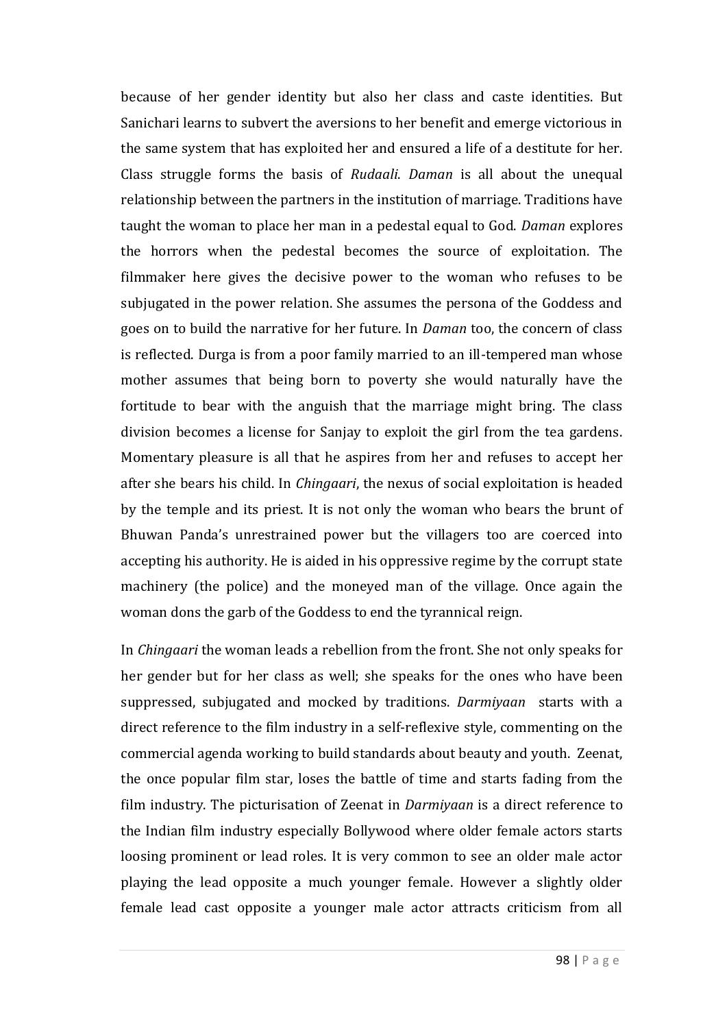because of her gender identity but also her class and caste identities. But Sanichari learns to subvert the aversions to her benefit and emerge victorious in the same system that has exploited her and ensured a life of a destitute for her. Class struggle forms the basis of *Rudaali*. *Daman* is all about the unequal relationship between the partners in the institution of marriage. Traditions have taught the woman to place her man in a pedestal equal to God. *Daman* explores the horrors when the pedestal becomes the source of exploitation. The filmmaker here gives the decisive power to the woman who refuses to be subjugated in the power relation. She assumes the persona of the Goddess and goes on to build the narrative for her future. In *Daman* too, the concern of class is reflected. Durga is from a poor family married to an ill-tempered man whose mother assumes that being born to poverty she would naturally have the fortitude to bear with the anguish that the marriage might bring. The class division becomes a license for Sanjay to exploit the girl from the tea gardens. Momentary pleasure is all that he aspires from her and refuses to accept her after she bears his child. In *Chingaari*, the nexus of social exploitation is headed by the temple and its priest. It is not only the woman who bears the brunt of Bhuwan Panda's unrestrained power but the villagers too are coerced into accepting his authority. He is aided in his oppressive regime by the corrupt state machinery (the police) and the moneyed man of the village. Once again the woman dons the garb of the Goddess to end the tyrannical reign.

In *Chingaari* the woman leads a rebellion from the front. She not only speaks for her gender but for her class as well; she speaks for the ones who have been suppressed, subjugated and mocked by traditions. *Darmiyaan* starts with a direct reference to the film industry in a self-reflexive style, commenting on the commercial agenda working to build standards about beauty and youth. Zeenat, the once popular film star, loses the battle of time and starts fading from the film industry. The picturisation of Zeenat in *Darmiyaan* is a direct reference to the Indian film industry especially Bollywood where older female actors starts loosing prominent or lead roles. It is very common to see an older male actor playing the lead opposite a much younger female. However a slightly older female lead cast opposite a younger male actor attracts criticism from all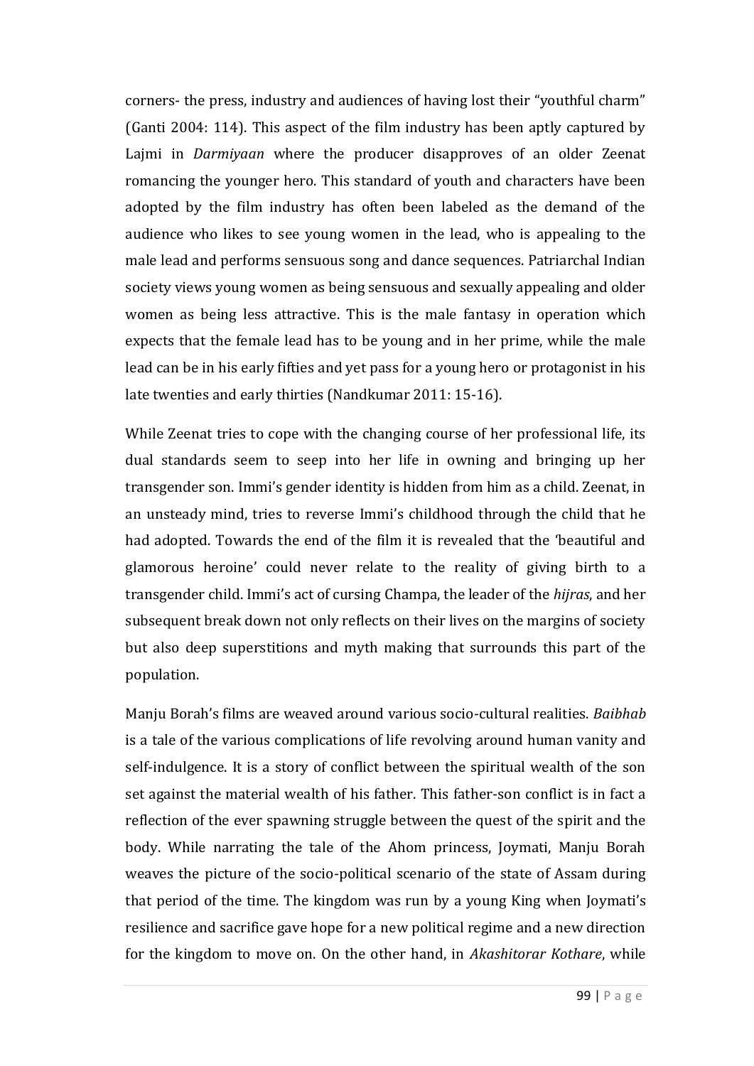corners- the press, industry and audiences of having lost their "youthful charm" (Ganti 2004: 114). This aspect of the film industry has been aptly captured by Lajmi in *Darmiyaan* where the producer disapproves of an older Zeenat romancing the younger hero. This standard of youth and characters have been adopted by the film industry has often been labeled as the demand of the audience who likes to see young women in the lead, who is appealing to the male lead and performs sensuous song and dance sequences. Patriarchal Indian society views young women as being sensuous and sexually appealing and older women as being less attractive. This is the male fantasy in operation which expects that the female lead has to be young and in her prime, while the male lead can be in his early fifties and yet pass for a young hero or protagonist in his late twenties and early thirties (Nandkumar 2011: 15-16).

While Zeenat tries to cope with the changing course of her professional life, its dual standards seem to seep into her life in owning and bringing up her transgender son. Immi's gender identity is hidden from him as a child. Zeenat, in an unsteady mind, tries to reverse Immi's childhood through the child that he had adopted. Towards the end of the film it is revealed that the 'beautiful and glamorous heroine' could never relate to the reality of giving birth to a transgender child. Immi's act of cursing Champa, the leader of the *hijras*, and her subsequent break down not only reflects on their lives on the margins of society but also deep superstitions and myth making that surrounds this part of the population.

Manju Borah's films are weaved around various socio-cultural realities. *Baibhab* is a tale of the various complications of life revolving around human vanity and self-indulgence. It is a story of conflict between the spiritual wealth of the son set against the material wealth of his father. This father-son conflict is in fact a reflection of the ever spawning struggle between the quest of the spirit and the body. While narrating the tale of the Ahom princess, Joymati, Manju Borah weaves the picture of the socio-political scenario of the state of Assam during that period of the time. The kingdom was run by a young King when Joymati's resilience and sacrifice gave hope for a new political regime and a new direction for the kingdom to move on. On the other hand, in *Akashitorar Kothare*, while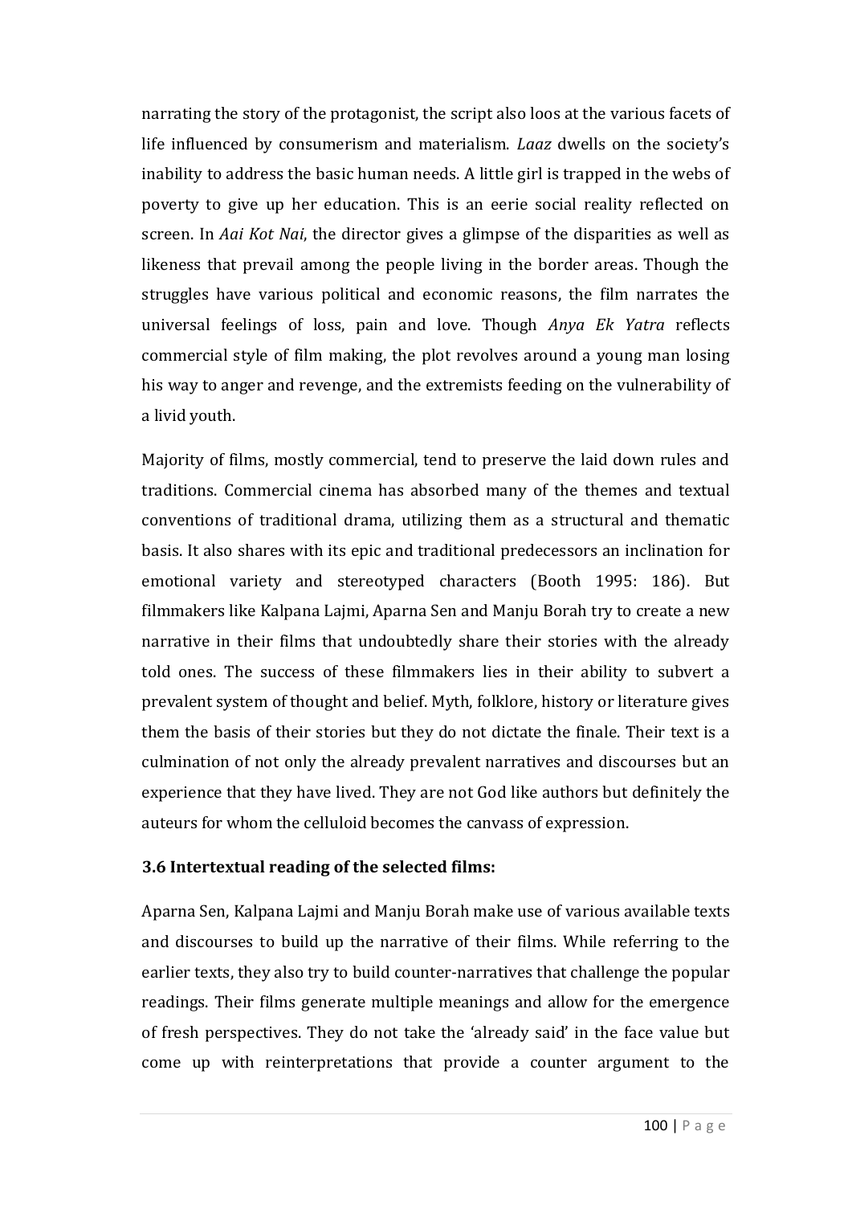narrating the story of the protagonist, the script also loos at the various facets of life influenced by consumerism and materialism. *Laaz* dwells on the society's inability to address the basic human needs. A little girl is trapped in the webs of poverty to give up her education. This is an eerie social reality reflected on screen. In *Aai Kot Nai*, the director gives a glimpse of the disparities as well as likeness that prevail among the people living in the border areas. Though the struggles have various political and economic reasons, the film narrates the universal feelings of loss, pain and love. Though *Anya Ek Yatra* reflects commercial style of film making, the plot revolves around a young man losing his way to anger and revenge, and the extremists feeding on the vulnerability of a livid youth.

Majority of films, mostly commercial, tend to preserve the laid down rules and traditions. Commercial cinema has absorbed many of the themes and textual conventions of traditional drama, utilizing them as a structural and thematic basis. It also shares with its epic and traditional predecessors an inclination for emotional variety and stereotyped characters (Booth 1995: 186). But filmmakers like Kalpana Lajmi, Aparna Sen and Manju Borah try to create a new narrative in their films that undoubtedly share their stories with the already told ones. The success of these filmmakers lies in their ability to subvert a prevalent system of thought and belief. Myth, folklore, history or literature gives them the basis of their stories but they do not dictate the finale. Their text is a culmination of not only the already prevalent narratives and discourses but an experience that they have lived. They are not God like authors but definitely the auteurs for whom the celluloid becomes the canvass of expression.

### 3.6 Intertextual reading of the selected films:

Aparna Sen, Kalpana Lajmi and Manju Borah make use of various available texts and discourses to build up the narrative of their films. While referring to the earlier texts, they also try to build counter-narratives that challenge the popular readings. Their films generate multiple meanings and allow for the emergence of fresh perspectives. They do not take the 'already said' in the face value but come up with reinterpretations that provide a counter argument to the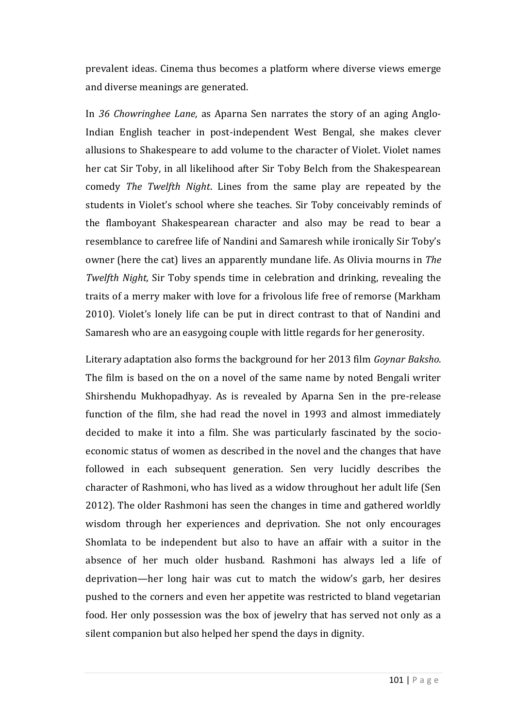prevalent ideas. Cinema thus becomes a platform where diverse views emerge and diverse meanings are generated.

In *36 Chowringhee Lane*, as Aparna Sen narrates the story of an aging Anglo-Indian English teacher in post-independent West Bengal, she makes clever allusions to Shakespeare to add volume to the character of Violet. Violet names her cat Sir Toby, in all likelihood after Sir Toby Belch from the Shakespearean comedy *The Twelfth Night*. Lines from the same play are repeated by the students in Violet's school where she teaches. Sir Toby conceivably reminds of the flamboyant Shakespearean character and also may be read to bear a resemblance to carefree life of Nandini and Samaresh while ironically Sir Toby's owner (here the cat) lives an apparently mundane life. As Olivia mourns in *The Twelfth Night,* Sir Toby spends time in celebration and drinking, revealing the traits of a merry maker with love for a frivolous life free of remorse (Markham 2010). Violet's lonely life can be put in direct contrast to that of Nandini and Samaresh who are an easygoing couple with little regards for her generosity.

Literary adaptation also forms the background for her 2013 film *Goynar Baksho*. The film is based on the on a novel of the same name by noted Bengali writer Shirshendu Mukhopadhyay. As is revealed by Aparna Sen in the pre-release function of the film, she had read the novel in 1993 and almost immediately decided to make it into a film. She was particularly fascinated by the socio-economic status of women as described in the novel and the changes that have followed in each subsequent generation. Sen very lucidly describes the character of Rashmoni, who has lived as a widow throughout her adult life (Sen 2012). The older Rashmoni has seen the changes in time and gathered worldly wisdom through her experiences and deprivation. She not only encourages Shomlata to be independent but also to have an affair with a suitor in the absence of her much older husband. Rashmoni has always led a life of deprivation—her long hair was cut to match the widow's garb, her desires pushed to the corners and even her appetite was restricted to bland vegetarian food. Her only possession was the box of jewelry that has served not only as a silent companion but also helped her spend the days in dignity.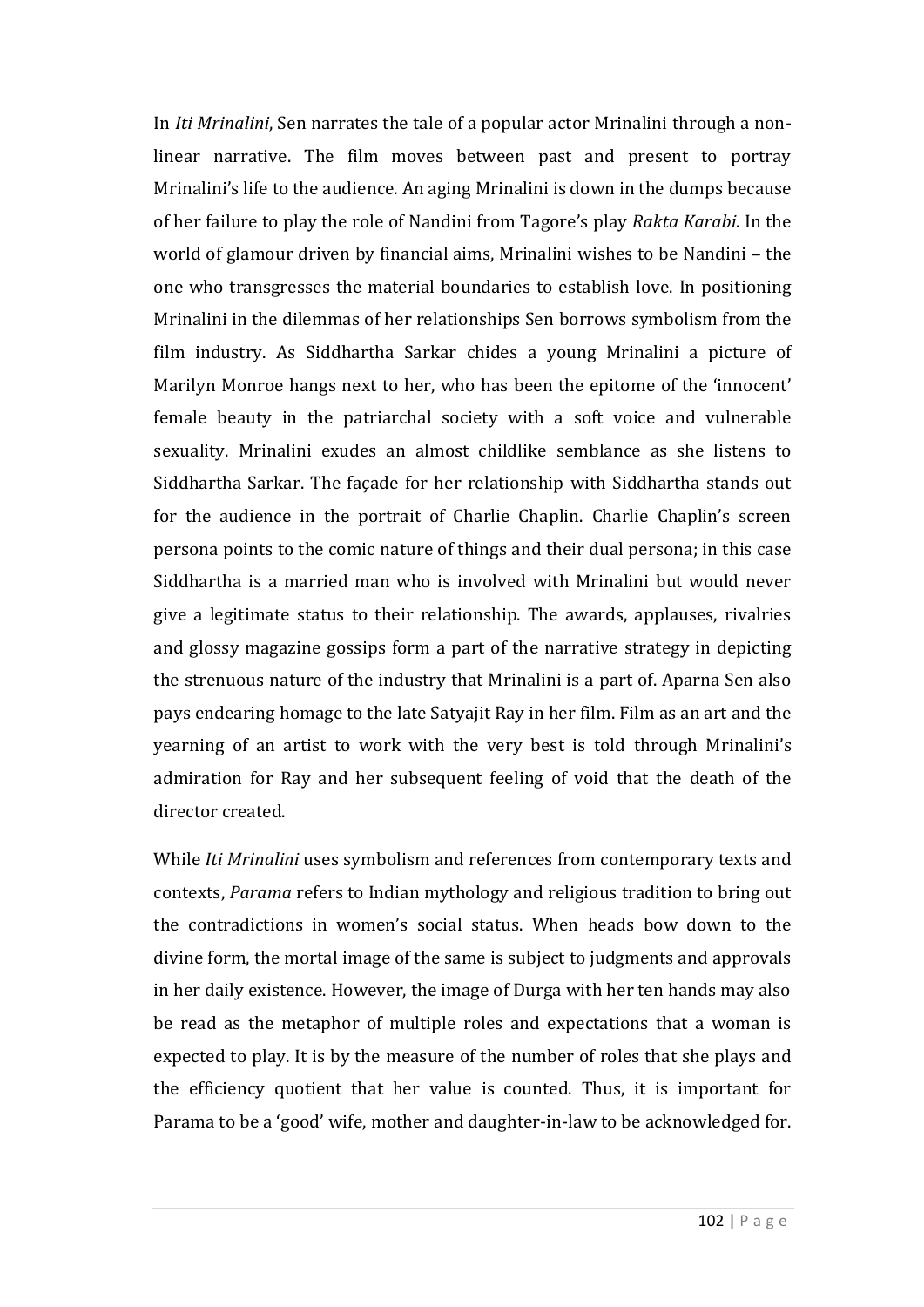In *Iti Mrinalini*, Sen narrates the tale of a popular actor Mrinalini through a non-linear narrative. The film moves between past and present to portray Mrinalini's life to the audience. An aging Mrinalini is down in the dumps because of her failure to play the role of Nandini from Tagore's play *Rakta Karabi*. In the world of glamour driven by financial aims, Mrinalini wishes to be Nandini – the one who transgresses the material boundaries to establish love. In positioning Mrinalini in the dilemmas of her relationships Sen borrows symbolism from the film industry. As Siddhartha Sarkar chides a young Mrinalini a picture of Marilyn Monroe hangs next to her, who has been the epitome of the 'innocent' female beauty in the patriarchal society with a soft voice and vulnerable sexuality. Mrinalini exudes an almost childlike semblance as she listens to Siddhartha Sarkar. The façade for her relationship with Siddhartha stands out for the audience in the portrait of Charlie Chaplin. Charlie Chaplin's screen persona points to the comic nature of things and their dual persona; in this case Siddhartha is a married man who is involved with Mrinalini but would never give a legitimate status to their relationship. The awards, applauses, rivalries and glossy magazine gossips form a part of the narrative strategy in depicting the strenuous nature of the industry that Mrinalini is a part of. Aparna Sen also pays endearing homage to the late Satyajit Ray in her film. Film as an art and the yearning of an artist to work with the very best is told through Mrinalini's admiration for Ray and her subsequent feeling of void that the death of the director created.

While *Iti Mrinalini* uses symbolism and references from contemporary texts and contexts, *Parama* refers to Indian mythology and religious tradition to bring out the contradictions in women's social status. When heads bow down to the divine form, the mortal image of the same is subject to judgments and approvals in her daily existence. However, the image of Durga with her ten hands may also be read as the metaphor of multiple roles and expectations that a woman is expected to play. It is by the measure of the number of roles that she plays and the efficiency quotient that her value is counted. Thus, it is important for Parama to be a 'good' wife, mother and daughter-in-law to be acknowledged for.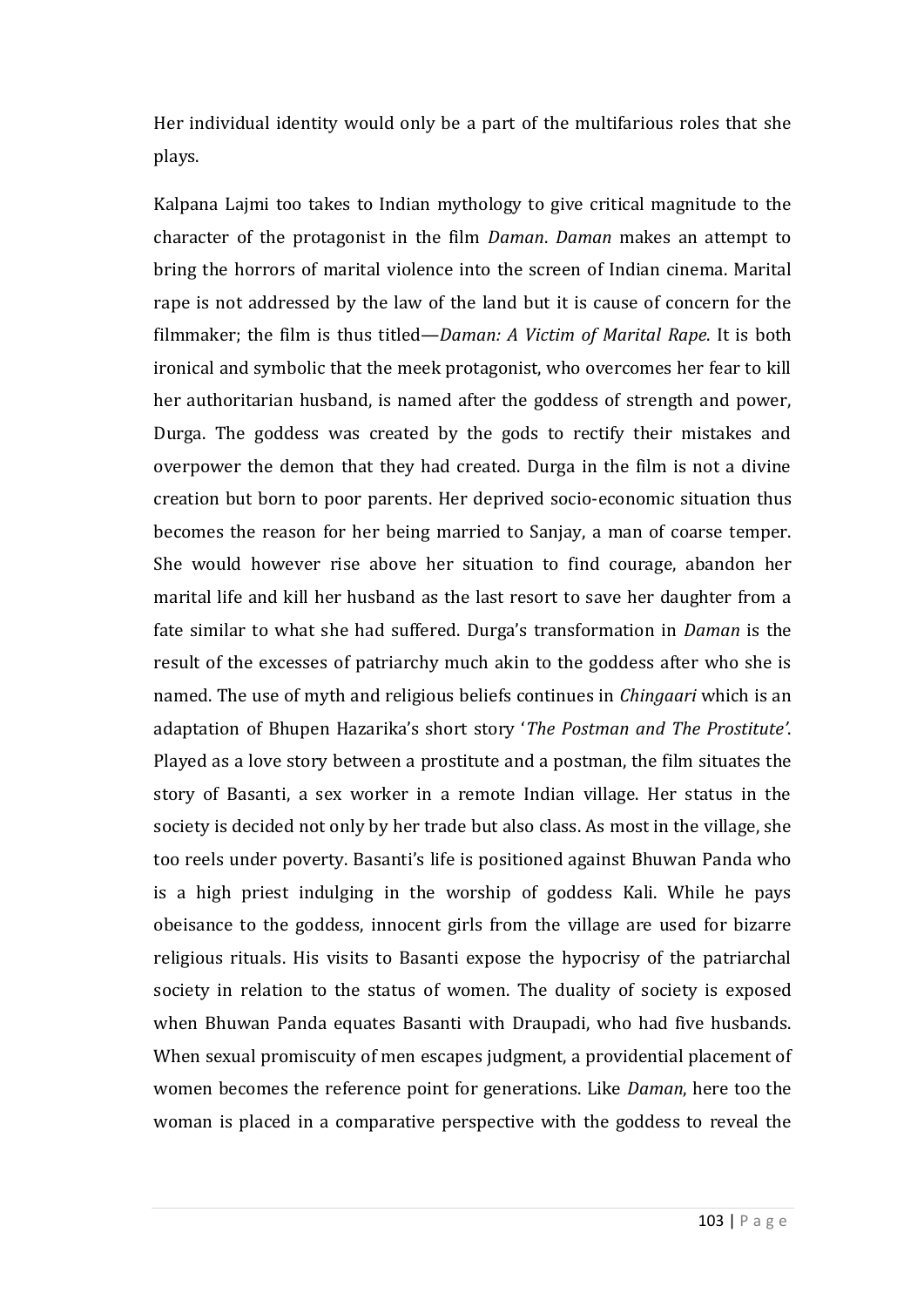Her individual identity would only be a part of the multifarious roles that she plays.

Kalpana Lajmi too takes to Indian mythology to give critical magnitude to the character of the protagonist in the film *Daman*. *Daman* makes an attempt to bring the horrors of marital violence into the screen of Indian cinema. Marital rape is not addressed by the law of the land but it is cause of concern for the filmmaker; the film is thus titled—*Daman: A Victim of Marital Rape*. It is both ironical and symbolic that the meek protagonist, who overcomes her fear to kill her authoritarian husband, is named after the goddess of strength and power, Durga. The goddess was created by the gods to rectify their mistakes and overpower the demon that they had created. Durga in the film is not a divine creation but born to poor parents. Her deprived socio-economic situation thus becomes the reason for her being married to Sanjay, a man of coarse temper. She would however rise above her situation to find courage, abandon her marital life and kill her husband as the last resort to save her daughter from a fate similar to what she had suffered. Durga's transformation in *Daman* is the result of the excesses of patriarchy much akin to the goddess after who she is named. The use of myth and religious beliefs continues in *Chingaari* which is an adaptation of Bhupen Hazarika's short story '*The Postman and The Prostitute'*. Played as a love story between a prostitute and a postman, the film situates the story of Basanti, a sex worker in a remote Indian village. Her status in the society is decided not only by her trade but also class. As most in the village, she too reels under poverty. Basanti's life is positioned against Bhuwan Panda who is a high priest indulging in the worship of goddess Kali. While he pays obeisance to the goddess, innocent girls from the village are used for bizarre religious rituals. His visits to Basanti expose the hypocrisy of the patriarchal society in relation to the status of women. The duality of society is exposed when Bhuwan Panda equates Basanti with Draupadi, who had five husbands. When sexual promiscuity of men escapes judgment, a providential placement of women becomes the reference point for generations. Like *Daman*, here too the woman is placed in a comparative perspective with the goddess to reveal the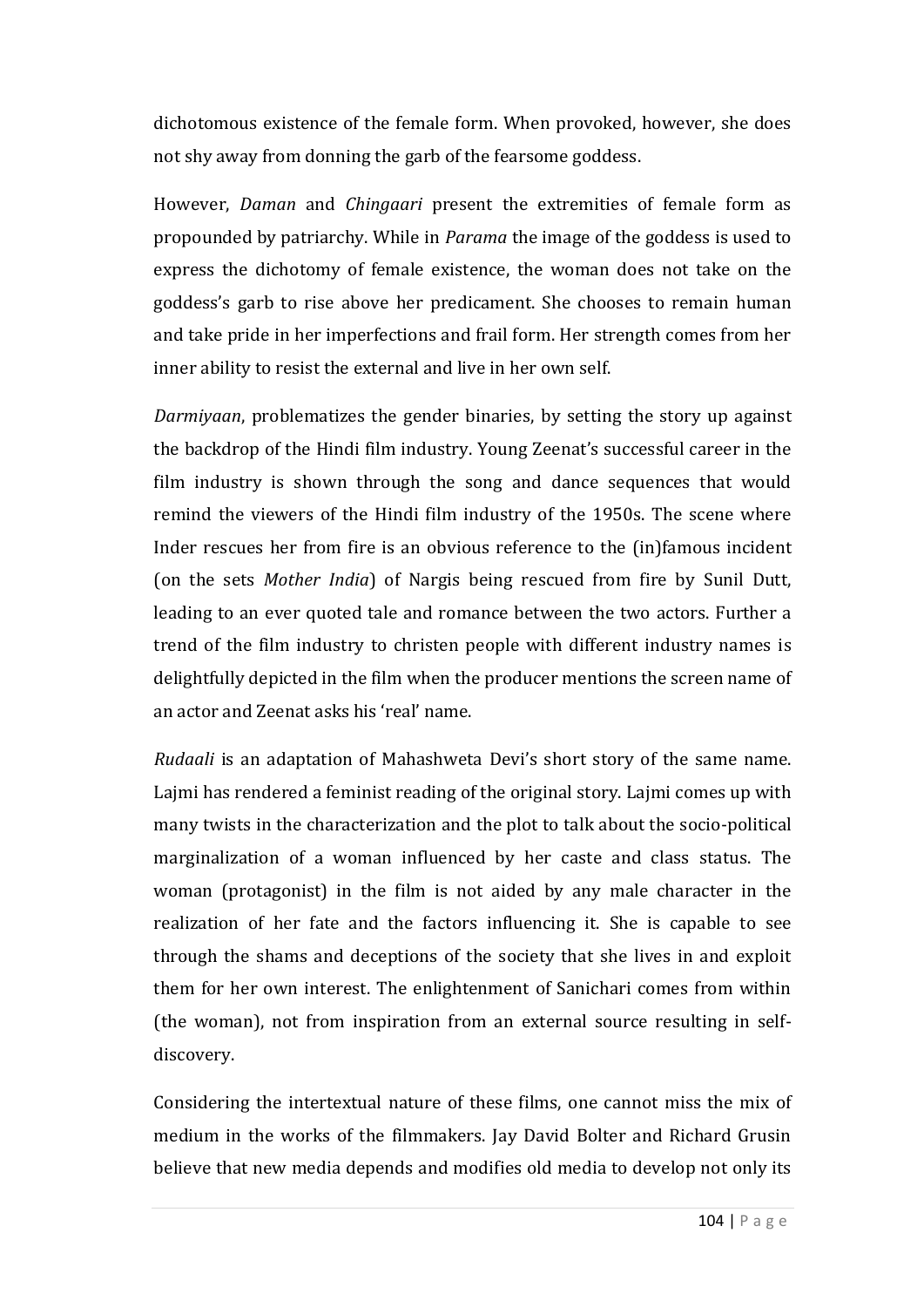dichotomous existence of the female form. When provoked, however, she does not shy away from donning the garb of the fearsome goddess.

However, *Daman* and *Chingaari* present the extremities of female form as propounded by patriarchy. While in *Parama* the image of the goddess is used to express the dichotomy of female existence, the woman does not take on the goddess's garb to rise above her predicament. She chooses to remain human and take pride in her imperfections and frail form. Her strength comes from her inner ability to resist the external and live in her own self.

*Darmiyaan*, problematizes the gender binaries, by setting the story up against the backdrop of the Hindi film industry. Young Zeenat's successful career in the film industry is shown through the song and dance sequences that would remind the viewers of the Hindi film industry of the 1950s. The scene where Inder rescues her from fire is an obvious reference to the (in)famous incident (on the sets *Mother India*) of Nargis being rescued from fire by Sunil Dutt, leading to an ever quoted tale and romance between the two actors. Further a trend of the film industry to christen people with different industry names is delightfully depicted in the film when the producer mentions the screen name of an actor and Zeenat asks his 'real' name.

*Rudaali* is an adaptation of Mahashweta Devi's short story of the same name. Lajmi has rendered a feminist reading of the original story. Lajmi comes up with many twists in the characterization and the plot to talk about the socio-political marginalization of a woman influenced by her caste and class status. The woman (protagonist) in the film is not aided by any male character in the realization of her fate and the factors influencing it. She is capable to see through the shams and deceptions of the society that she lives in and exploit them for her own interest. The enlightenment of Sanichari comes from within (the woman), not from inspiration from an external source resulting in self-discovery.

Considering the intertextual nature of these films, one cannot miss the mix of medium in the works of the filmmakers. Jay David Bolter and Richard Grusin believe that new media depends and modifies old media to develop not only its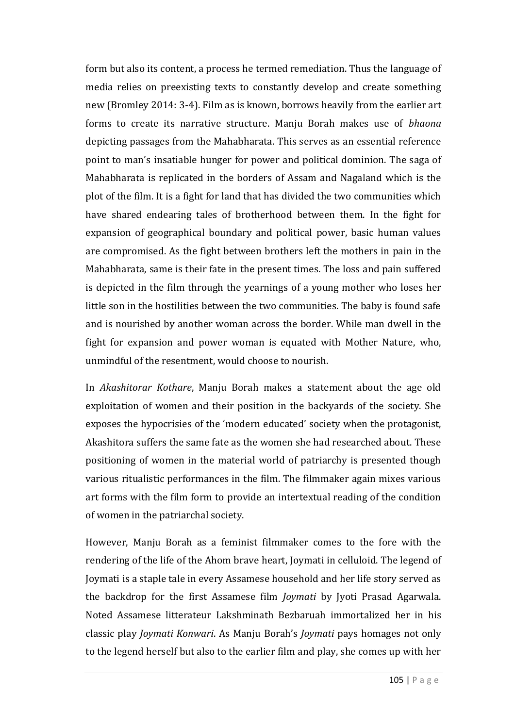form but also its content, a process he termed remediation. Thus the language of media relies on preexisting texts to constantly develop and create something new (Bromley 2014: 3-4). Film as is known, borrows heavily from the earlier art forms to create its narrative structure. Manju Borah makes use of *bhaona* depicting passages from the Mahabharata. This serves as an essential reference point to man's insatiable hunger for power and political dominion. The saga of Mahabharata is replicated in the borders of Assam and Nagaland which is the plot of the film. It is a fight for land that has divided the two communities which have shared endearing tales of brotherhood between them. In the fight for expansion of geographical boundary and political power, basic human values are compromised. As the fight between brothers left the mothers in pain in the Mahabharata, same is their fate in the present times. The loss and pain suffered is depicted in the film through the yearnings of a young mother who loses her little son in the hostilities between the two communities. The baby is found safe and is nourished by another woman across the border. While man dwell in the fight for expansion and power woman is equated with Mother Nature, who, unmindful of the resentment, would choose to nourish.

In *Akashitorar Kothare*, Manju Borah makes a statement about the age old exploitation of women and their position in the backyards of the society. She exposes the hypocrisies of the 'modern educated' society when the protagonist, Akashitora suffers the same fate as the women she had researched about. These positioning of women in the material world of patriarchy is presented though various ritualistic performances in the film. The filmmaker again mixes various art forms with the film form to provide an intertextual reading of the condition of women in the patriarchal society.

However, Manju Borah as a feminist filmmaker comes to the fore with the rendering of the life of the Ahom brave heart, Joymati in celluloid. The legend of Joymati is a staple tale in every Assamese household and her life story served as the backdrop for the first Assamese film *Joymati* by Jyoti Prasad Agarwala. Noted Assamese litterateur Lakshminath Bezbaruah immortalized her in his classic play *Joymati Konwari*. As Manju Borah's *Joymati* pays homages not only to the legend herself but also to the earlier film and play, she comes up with her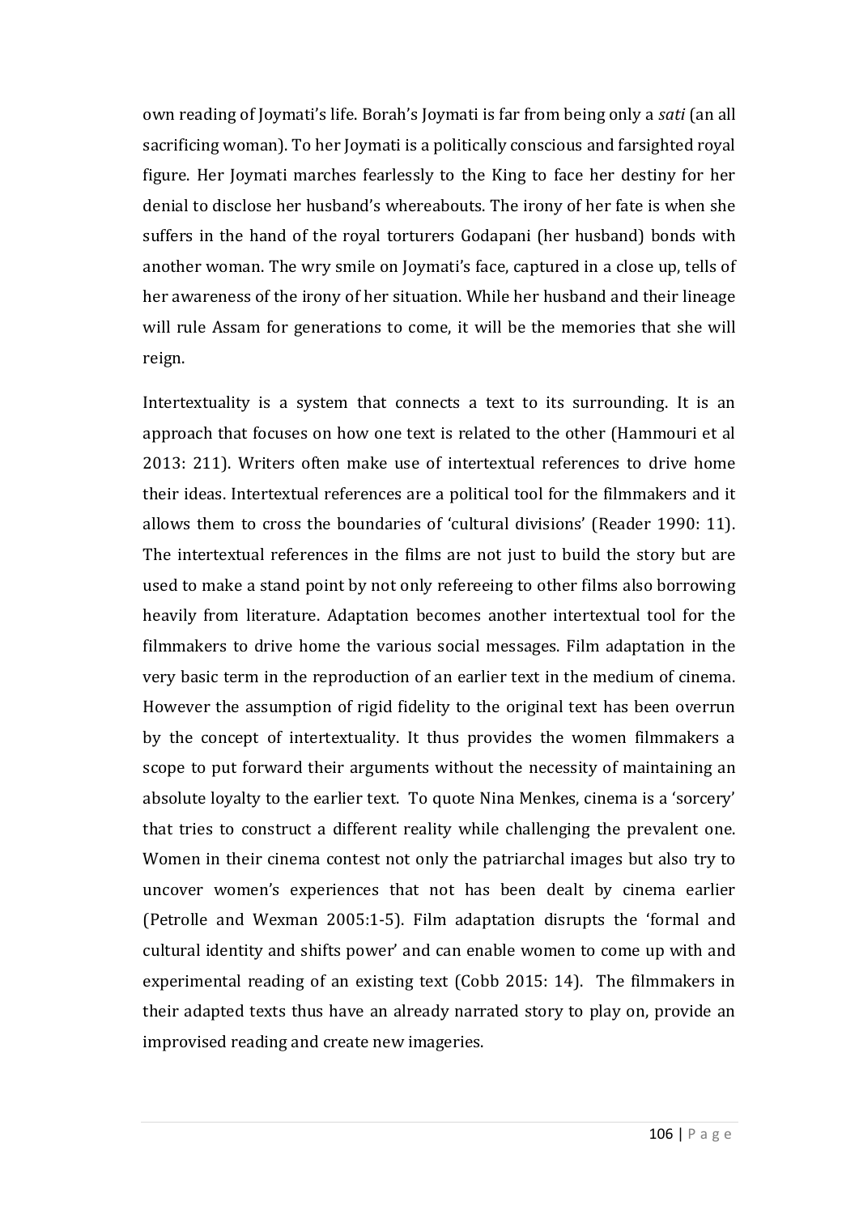own reading of Joymati's life. Borah's Joymati is far from being only a *sati* (an all sacrificing woman). To her Joymati is a politically conscious and farsighted royal figure. Her Joymati marches fearlessly to the King to face her destiny for her denial to disclose her husband's whereabouts. The irony of her fate is when she suffers in the hand of the royal torturers Godapani (her husband) bonds with another woman. The wry smile on Joymati's face, captured in a close up, tells of her awareness of the irony of her situation. While her husband and their lineage will rule Assam for generations to come, it will be the memories that she will reign.

Intertextuality is a system that connects a text to its surrounding. It is an approach that focuses on how one text is related to the other (Hammouri et al 2013: 211). Writers often make use of intertextual references to drive home their ideas. Intertextual references are a political tool for the filmmakers and it allows them to cross the boundaries of 'cultural divisions' (Reader 1990: 11). The intertextual references in the films are not just to build the story but are used to make a stand point by not only refereeing to other films also borrowing heavily from literature. Adaptation becomes another intertextual tool for the filmmakers to drive home the various social messages. Film adaptation in the very basic term in the reproduction of an earlier text in the medium of cinema. However the assumption of rigid fidelity to the original text has been overrun by the concept of intertextuality. It thus provides the women filmmakers a scope to put forward their arguments without the necessity of maintaining an absolute loyalty to the earlier text. To quote Nina Menkes, cinema is a 'sorcery' that tries to construct a different reality while challenging the prevalent one. Women in their cinema contest not only the patriarchal images but also try to uncover women's experiences that not has been dealt by cinema earlier (Petrolle and Wexman 2005:1-5). Film adaptation disrupts the 'formal and cultural identity and shifts power' and can enable women to come up with and experimental reading of an existing text (Cobb 2015: 14). The filmmakers in their adapted texts thus have an already narrated story to play on, provide an improvised reading and create new imageries.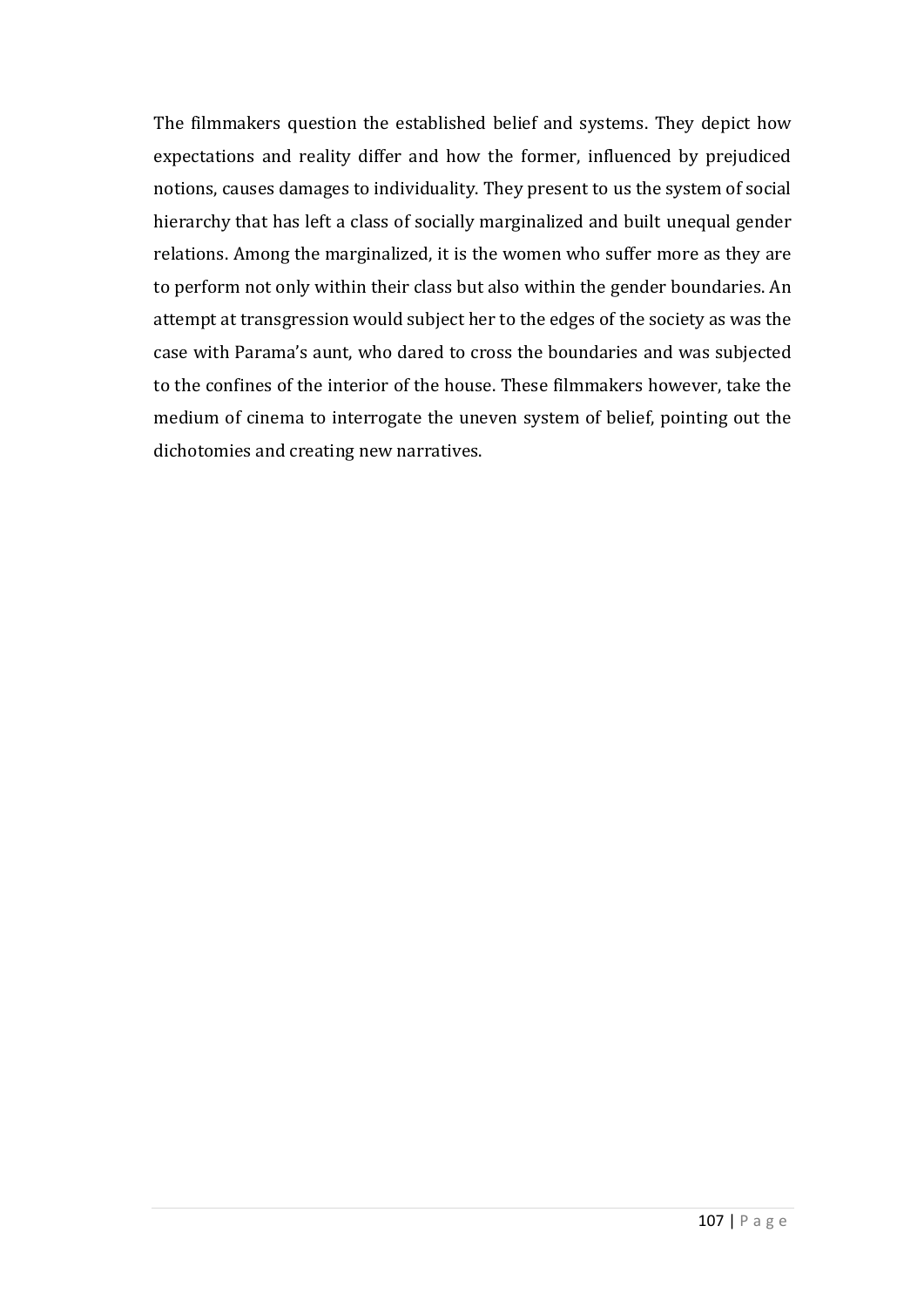The filmmakers question the established belief and systems. They depict how expectations and reality differ and how the former, influenced by prejudiced notions, causes damages to individuality. They present to us the system of social hierarchy that has left a class of socially marginalized and built unequal gender relations. Among the marginalized, it is the women who suffer more as they are to perform not only within their class but also within the gender boundaries. An attempt at transgression would subject her to the edges of the society as was the case with Parama's aunt, who dared to cross the boundaries and was subjected to the confines of the interior of the house. These filmmakers however, take the medium of cinema to interrogate the uneven system of belief, pointing out the dichotomies and creating new narratives.